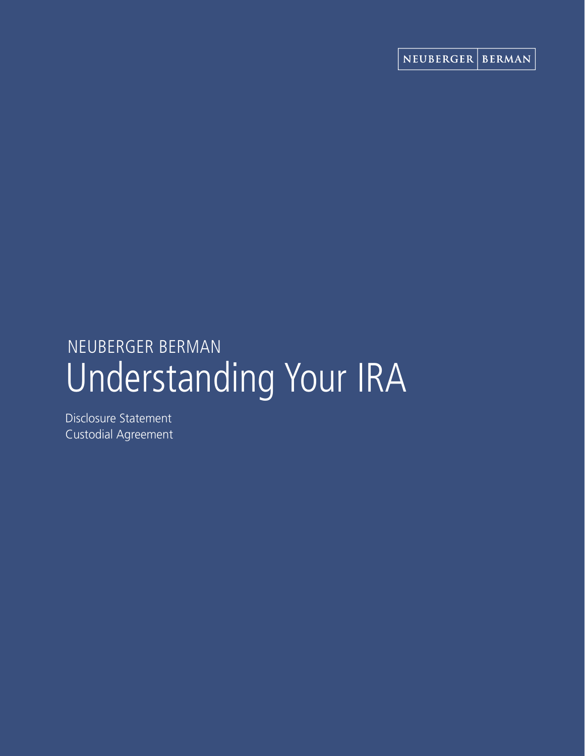NEUBERGER | BERMAN

NEUBERGER BERMAN

# Understanding Your IRA

Disclosure Statement
Custodial Agreement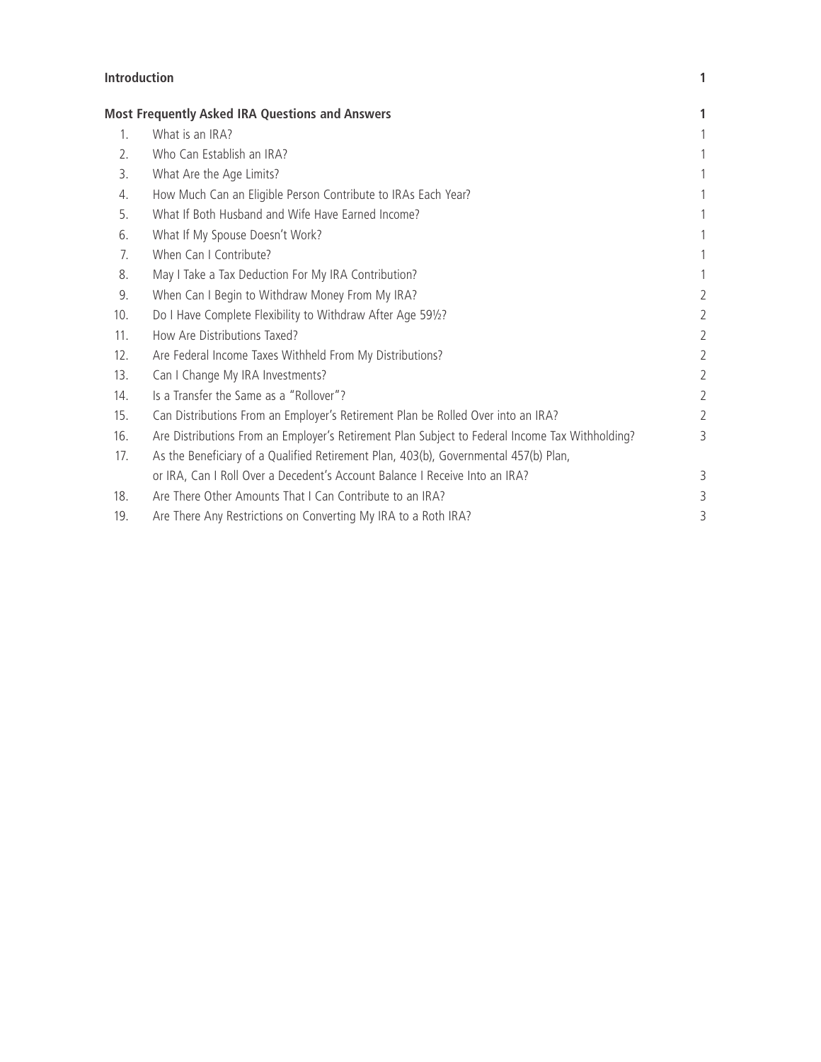| | | |
|---|---|---|
| **Introduction** | | **1** |
| **Most Frequently Asked IRA Questions and Answers** | | **1** |
| 1. | What is an IRA? | 1 |
| 2. | Who Can Establish an IRA? | 1 |
| 3. | What Are the Age Limits? | 1 |
| 4. | How Much Can an Eligible Person Contribute to IRAs Each Year? | 1 |
| 5. | What If Both Husband and Wife Have Earned Income? | 1 |
| 6. | What If My Spouse Doesn't Work? | 1 |
| 7. | When Can I Contribute? | 1 |
| 8. | May I Take a Tax Deduction For My IRA Contribution? | 1 |
| 9. | When Can I Begin to Withdraw Money From My IRA? | 2 |
| 10. | Do I Have Complete Flexibility to Withdraw After Age 59½? | 2 |
| 11. | How Are Distributions Taxed? | 2 |
| 12. | Are Federal Income Taxes Withheld From My Distributions? | 2 |
| 13. | Can I Change My IRA Investments? | 2 |
| 14. | Is a Transfer the Same as a "Rollover"? | 2 |
| 15. | Can Distributions From an Employer's Retirement Plan be Rolled Over into an IRA? | 2 |
| 16. | Are Distributions From an Employer's Retirement Plan Subject to Federal Income Tax Withholding? | 3 |
| 17. | As the Beneficiary of a Qualified Retirement Plan, 403(b), Governmental 457(b) Plan, or IRA, Can I Roll Over a Decedent's Account Balance I Receive Into an IRA? | 3 |
| 18. | Are There Other Amounts That I Can Contribute to an IRA? | 3 |
| 19. | Are There Any Restrictions on Converting My IRA to a Roth IRA? | 3 |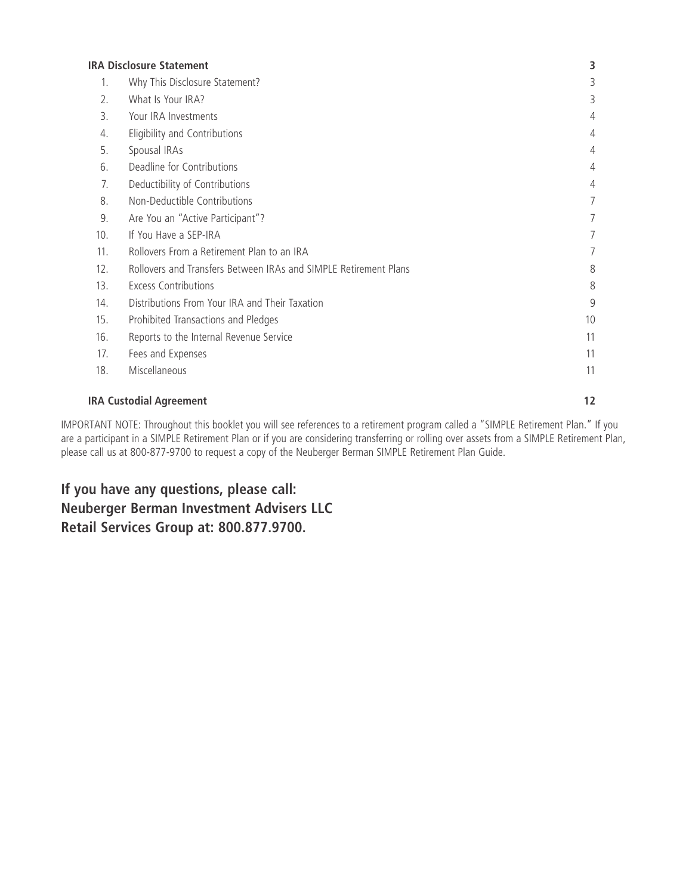| **IRA Disclosure Statement** | | **3** |
|---|---|---|
| 1. | Why This Disclosure Statement? | 3 |
| 2. | What Is Your IRA? | 3 |
| 3. | Your IRA Investments | 4 |
| 4. | Eligibility and Contributions | 4 |
| 5. | Spousal IRAs | 4 |
| 6. | Deadline for Contributions | 4 |
| 7. | Deductibility of Contributions | 4 |
| 8. | Non-Deductible Contributions | 7 |
| 9. | Are You an "Active Participant"? | 7 |
| 10. | If You Have a SEP-IRA | 7 |
| 11. | Rollovers From a Retirement Plan to an IRA | 7 |
| 12. | Rollovers and Transfers Between IRAs and SIMPLE Retirement Plans | 8 |
| 13. | Excess Contributions | 8 |
| 14. | Distributions From Your IRA and Their Taxation | 9 |
| 15. | Prohibited Transactions and Pledges | 10 |
| 16. | Reports to the Internal Revenue Service | 11 |
| 17. | Fees and Expenses | 11 |
| 18. | Miscellaneous | 11 |
| **IRA Custodial Agreement** | | **12** |

IMPORTANT NOTE: Throughout this booklet you will see references to a retirement program called a "SIMPLE Retirement Plan." If you are a participant in a SIMPLE Retirement Plan or if you are considering transferring or rolling over assets from a SIMPLE Retirement Plan, please call us at 800-877-9700 to request a copy of the Neuberger Berman SIMPLE Retirement Plan Guide.

**If you have any questions, please call:**
**Neuberger Berman Investment Advisers LLC**
**Retail Services Group at: 800.877.9700.**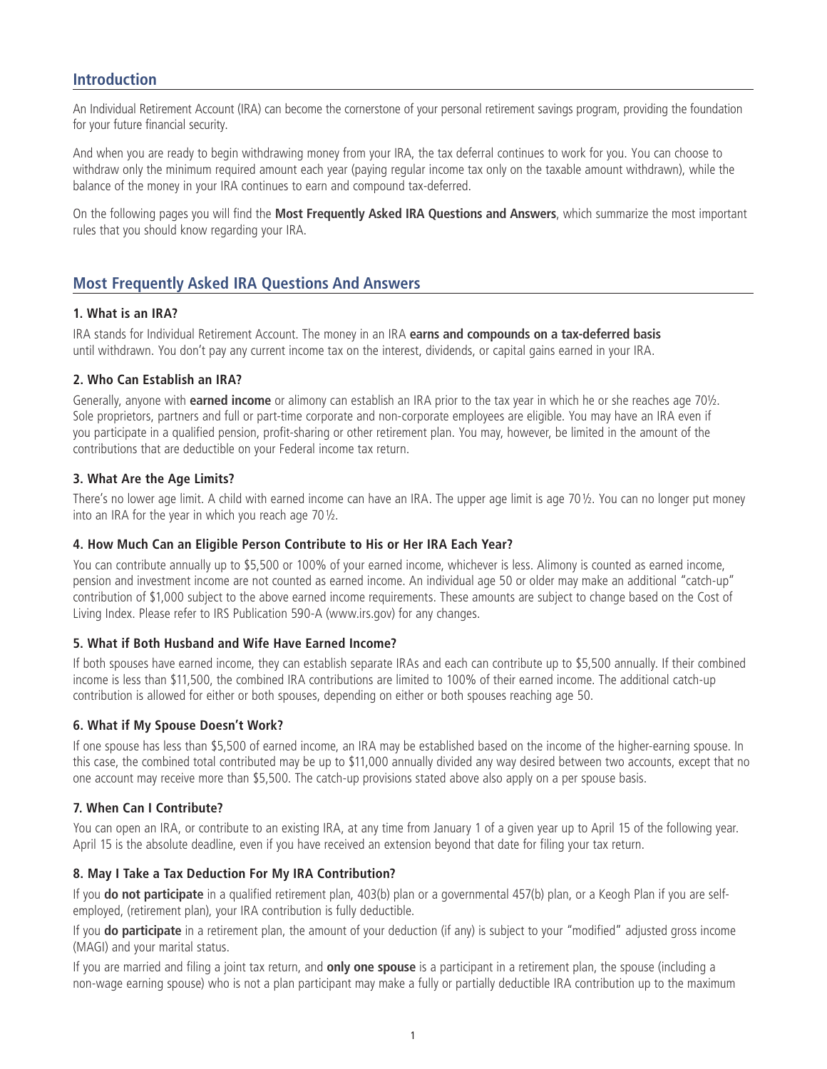## Introduction

An Individual Retirement Account (IRA) can become the cornerstone of your personal retirement savings program, providing the foundation for your future financial security.

And when you are ready to begin withdrawing money from your IRA, the tax deferral continues to work for you. You can choose to withdraw only the minimum required amount each year (paying regular income tax only on the taxable amount withdrawn), while the balance of the money in your IRA continues to earn and compound tax-deferred.

On the following pages you will find the **Most Frequently Asked IRA Questions and Answers**, which summarize the most important rules that you should know regarding your IRA.

## Most Frequently Asked IRA Questions And Answers

### 1. What is an IRA?

IRA stands for Individual Retirement Account. The money in an IRA **earns and compounds on a tax-deferred basis** until withdrawn. You don't pay any current income tax on the interest, dividends, or capital gains earned in your IRA.

### 2. Who Can Establish an IRA?

Generally, anyone with **earned income** or alimony can establish an IRA prior to the tax year in which he or she reaches age 70½. Sole proprietors, partners and full or part-time corporate and non-corporate employees are eligible. You may have an IRA even if you participate in a qualified pension, profit-sharing or other retirement plan. You may, however, be limited in the amount of the contributions that are deductible on your Federal income tax return.

### 3. What Are the Age Limits?

There's no lower age limit. A child with earned income can have an IRA. The upper age limit is age 70½. You can no longer put money into an IRA for the year in which you reach age 70½.

### 4. How Much Can an Eligible Person Contribute to His or Her IRA Each Year?

You can contribute annually up to $5,500 or 100% of your earned income, whichever is less. Alimony is counted as earned income, pension and investment income are not counted as earned income. An individual age 50 or older may make an additional "catch-up" contribution of $1,000 subject to the above earned income requirements. These amounts are subject to change based on the Cost of Living Index. Please refer to IRS Publication 590-A (www.irs.gov) for any changes.

### 5. What if Both Husband and Wife Have Earned Income?

If both spouses have earned income, they can establish separate IRAs and each can contribute up to $5,500 annually. If their combined income is less than $11,500, the combined IRA contributions are limited to 100% of their earned income. The additional catch-up contribution is allowed for either or both spouses, depending on either or both spouses reaching age 50.

### 6. What if My Spouse Doesn't Work?

If one spouse has less than $5,500 of earned income, an IRA may be established based on the income of the higher-earning spouse. In this case, the combined total contributed may be up to $11,000 annually divided any way desired between two accounts, except that no one account may receive more than $5,500. The catch-up provisions stated above also apply on a per spouse basis.

### 7. When Can I Contribute?

You can open an IRA, or contribute to an existing IRA, at any time from January 1 of a given year up to April 15 of the following year. April 15 is the absolute deadline, even if you have received an extension beyond that date for filing your tax return.

### 8. May I Take a Tax Deduction For My IRA Contribution?

If you **do not participate** in a qualified retirement plan, 403(b) plan or a governmental 457(b) plan, or a Keogh Plan if you are self-employed, (retirement plan), your IRA contribution is fully deductible.

If you **do participate** in a retirement plan, the amount of your deduction (if any) is subject to your "modified" adjusted gross income (MAGI) and your marital status.

If you are married and filing a joint tax return, and **only one spouse** is a participant in a retirement plan, the spouse (including a non-wage earning spouse) who is not a plan participant may make a fully or partially deductible IRA contribution up to the maximum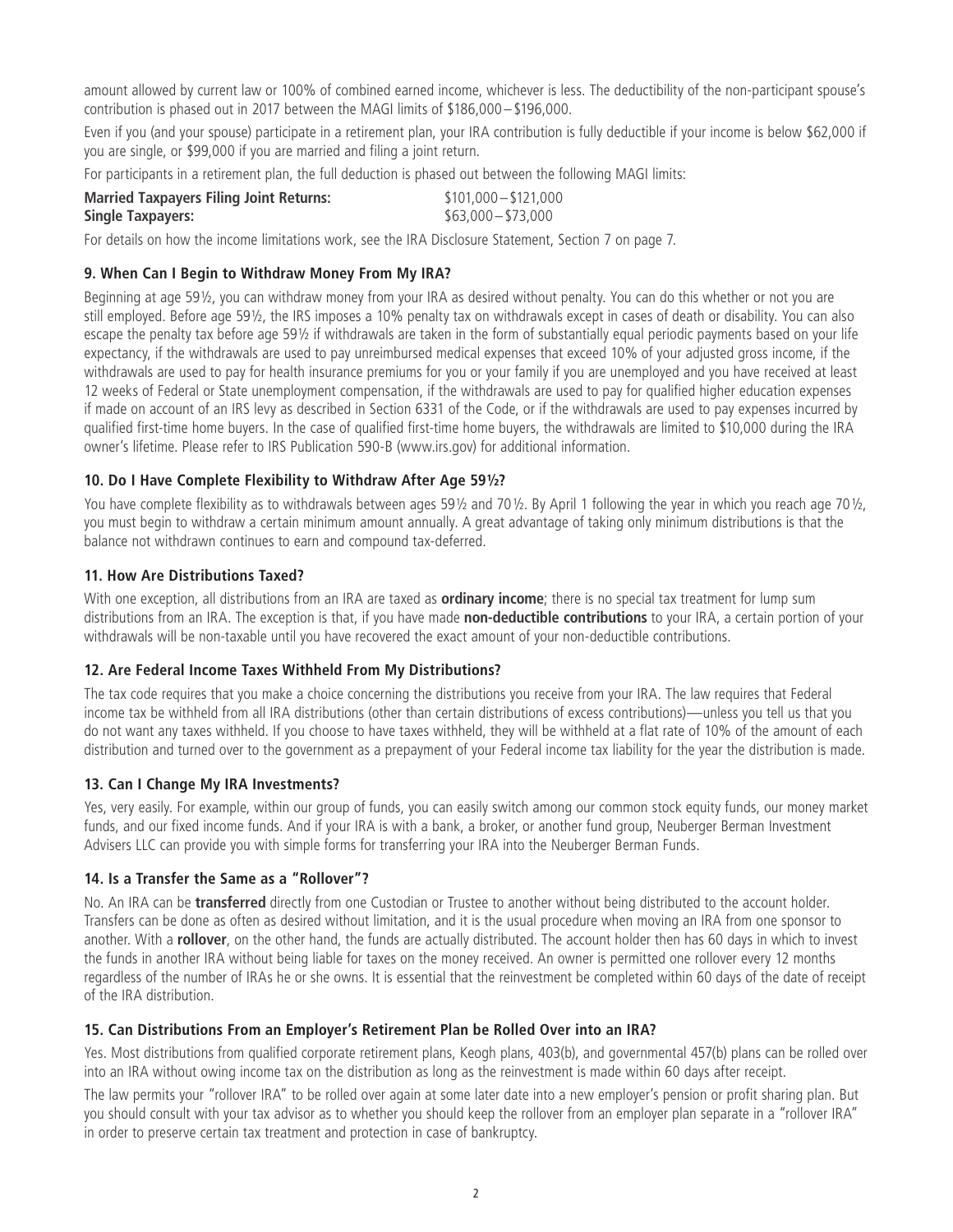amount allowed by current law or 100% of combined earned income, whichever is less. The deductibility of the non-participant spouse's contribution is phased out in 2017 between the MAGI limits of $186,000 – $196,000.

Even if you (and your spouse) participate in a retirement plan, your IRA contribution is fully deductible if your income is below $62,000 if you are single, or $99,000 if you are married and filing a joint return.

For participants in a retirement plan, the full deduction is phased out between the following MAGI limits:

| | |
|---|---|
| **Married Taxpayers Filing Joint Returns:** | $101,000 – $121,000 |
| **Single Taxpayers:** | $63,000 – $73,000 |

For details on how the income limitations work, see the IRA Disclosure Statement, Section 7 on page 7.

### 9. When Can I Begin to Withdraw Money From My IRA?

Beginning at age 59½, you can withdraw money from your IRA as desired without penalty. You can do this whether or not you are still employed. Before age 59½, the IRS imposes a 10% penalty tax on withdrawals except in cases of death or disability. You can also escape the penalty tax before age 59½ if withdrawals are taken in the form of substantially equal periodic payments based on your life expectancy, if the withdrawals are used to pay unreimbursed medical expenses that exceed 10% of your adjusted gross income, if the withdrawals are used to pay for health insurance premiums for you or your family if you are unemployed and you have received at least 12 weeks of Federal or State unemployment compensation, if the withdrawals are used to pay for qualified higher education expenses if made on account of an IRS levy as described in Section 6331 of the Code, or if the withdrawals are used to pay expenses incurred by qualified first-time home buyers. In the case of qualified first-time home buyers, the withdrawals are limited to $10,000 during the IRA owner's lifetime. Please refer to IRS Publication 590-B (www.irs.gov) for additional information.

### 10. Do I Have Complete Flexibility to Withdraw After Age 59½?

You have complete flexibility as to withdrawals between ages 59½ and 70½. By April 1 following the year in which you reach age 70½, you must begin to withdraw a certain minimum amount annually. A great advantage of taking only minimum distributions is that the balance not withdrawn continues to earn and compound tax-deferred.

### 11. How Are Distributions Taxed?

With one exception, all distributions from an IRA are taxed as **ordinary income**; there is no special tax treatment for lump sum distributions from an IRA. The exception is that, if you have made **non-deductible contributions** to your IRA, a certain portion of your withdrawals will be non-taxable until you have recovered the exact amount of your non-deductible contributions.

### 12. Are Federal Income Taxes Withheld From My Distributions?

The tax code requires that you make a choice concerning the distributions you receive from your IRA. The law requires that Federal income tax be withheld from all IRA distributions (other than certain distributions of excess contributions)—unless you tell us that you do not want any taxes withheld. If you choose to have taxes withheld, they will be withheld at a flat rate of 10% of the amount of each distribution and turned over to the government as a prepayment of your Federal income tax liability for the year the distribution is made.

### 13. Can I Change My IRA Investments?

Yes, very easily. For example, within our group of funds, you can easily switch among our common stock equity funds, our money market funds, and our fixed income funds. And if your IRA is with a bank, a broker, or another fund group, Neuberger Berman Investment Advisers LLC can provide you with simple forms for transferring your IRA into the Neuberger Berman Funds.

### 14. Is a Transfer the Same as a "Rollover"?

No. An IRA can be **transferred** directly from one Custodian or Trustee to another without being distributed to the account holder. Transfers can be done as often as desired without limitation, and it is the usual procedure when moving an IRA from one sponsor to another. With a **rollover**, on the other hand, the funds are actually distributed. The account holder then has 60 days in which to invest the funds in another IRA without being liable for taxes on the money received. An owner is permitted one rollover every 12 months regardless of the number of IRAs he or she owns. It is essential that the reinvestment be completed within 60 days of the date of receipt of the IRA distribution.

### 15. Can Distributions From an Employer's Retirement Plan be Rolled Over into an IRA?

Yes. Most distributions from qualified corporate retirement plans, Keogh plans, 403(b), and governmental 457(b) plans can be rolled over into an IRA without owing income tax on the distribution as long as the reinvestment is made within 60 days after receipt.

The law permits your "rollover IRA" to be rolled over again at some later date into a new employer's pension or profit sharing plan. But you should consult with your tax advisor as to whether you should keep the rollover from an employer plan separate in a "rollover IRA" in order to preserve certain tax treatment and protection in case of bankruptcy.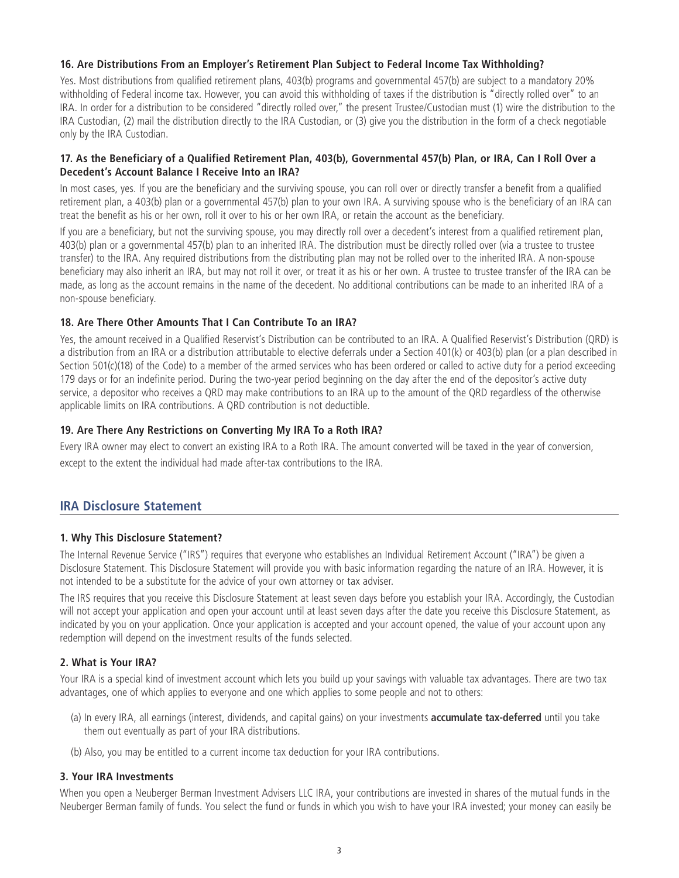### 16. Are Distributions From an Employer's Retirement Plan Subject to Federal Income Tax Withholding?

Yes. Most distributions from qualified retirement plans, 403(b) programs and governmental 457(b) are subject to a mandatory 20% withholding of Federal income tax. However, you can avoid this withholding of taxes if the distribution is "directly rolled over" to an IRA. In order for a distribution to be considered "directly rolled over," the present Trustee/Custodian must (1) wire the distribution to the IRA Custodian, (2) mail the distribution directly to the IRA Custodian, or (3) give you the distribution in the form of a check negotiable only by the IRA Custodian.

### 17. As the Beneficiary of a Qualified Retirement Plan, 403(b), Governmental 457(b) Plan, or IRA, Can I Roll Over a Decedent's Account Balance I Receive Into an IRA?

In most cases, yes. If you are the beneficiary and the surviving spouse, you can roll over or directly transfer a benefit from a qualified retirement plan, a 403(b) plan or a governmental 457(b) plan to your own IRA. A surviving spouse who is the beneficiary of an IRA can treat the benefit as his or her own, roll it over to his or her own IRA, or retain the account as the beneficiary.

If you are a beneficiary, but not the surviving spouse, you may directly roll over a decedent's interest from a qualified retirement plan, 403(b) plan or a governmental 457(b) plan to an inherited IRA. The distribution must be directly rolled over (via a trustee to trustee transfer) to the IRA. Any required distributions from the distributing plan may not be rolled over to the inherited IRA. A non-spouse beneficiary may also inherit an IRA, but may not roll it over, or treat it as his or her own. A trustee to trustee transfer of the IRA can be made, as long as the account remains in the name of the decedent. No additional contributions can be made to an inherited IRA of a non-spouse beneficiary.

### 18. Are There Other Amounts That I Can Contribute To an IRA?

Yes, the amount received in a Qualified Reservist's Distribution can be contributed to an IRA. A Qualified Reservist's Distribution (QRD) is a distribution from an IRA or a distribution attributable to elective deferrals under a Section 401(k) or 403(b) plan (or a plan described in Section 501(c)(18) of the Code) to a member of the armed services who has been ordered or called to active duty for a period exceeding 179 days or for an indefinite period. During the two-year period beginning on the day after the end of the depositor's active duty service, a depositor who receives a QRD may make contributions to an IRA up to the amount of the QRD regardless of the otherwise applicable limits on IRA contributions. A QRD contribution is not deductible.

### 19. Are There Any Restrictions on Converting My IRA To a Roth IRA?

Every IRA owner may elect to convert an existing IRA to a Roth IRA. The amount converted will be taxed in the year of conversion, except to the extent the individual had made after-tax contributions to the IRA.

## IRA Disclosure Statement

### 1. Why This Disclosure Statement?

The Internal Revenue Service ("IRS") requires that everyone who establishes an Individual Retirement Account ("IRA") be given a Disclosure Statement. This Disclosure Statement will provide you with basic information regarding the nature of an IRA. However, it is not intended to be a substitute for the advice of your own attorney or tax adviser.

The IRS requires that you receive this Disclosure Statement at least seven days before you establish your IRA. Accordingly, the Custodian will not accept your application and open your account until at least seven days after the date you receive this Disclosure Statement, as indicated by you on your application. Once your application is accepted and your account opened, the value of your account upon any redemption will depend on the investment results of the funds selected.

### 2. What is Your IRA?

Your IRA is a special kind of investment account which lets you build up your savings with valuable tax advantages. There are two tax advantages, one of which applies to everyone and one which applies to some people and not to others:

(a) In every IRA, all earnings (interest, dividends, and capital gains) on your investments **accumulate tax-deferred** until you take them out eventually as part of your IRA distributions.

(b) Also, you may be entitled to a current income tax deduction for your IRA contributions.

### 3. Your IRA Investments

When you open a Neuberger Berman Investment Advisers LLC IRA, your contributions are invested in shares of the mutual funds in the Neuberger Berman family of funds. You select the fund or funds in which you wish to have your IRA invested; your money can easily be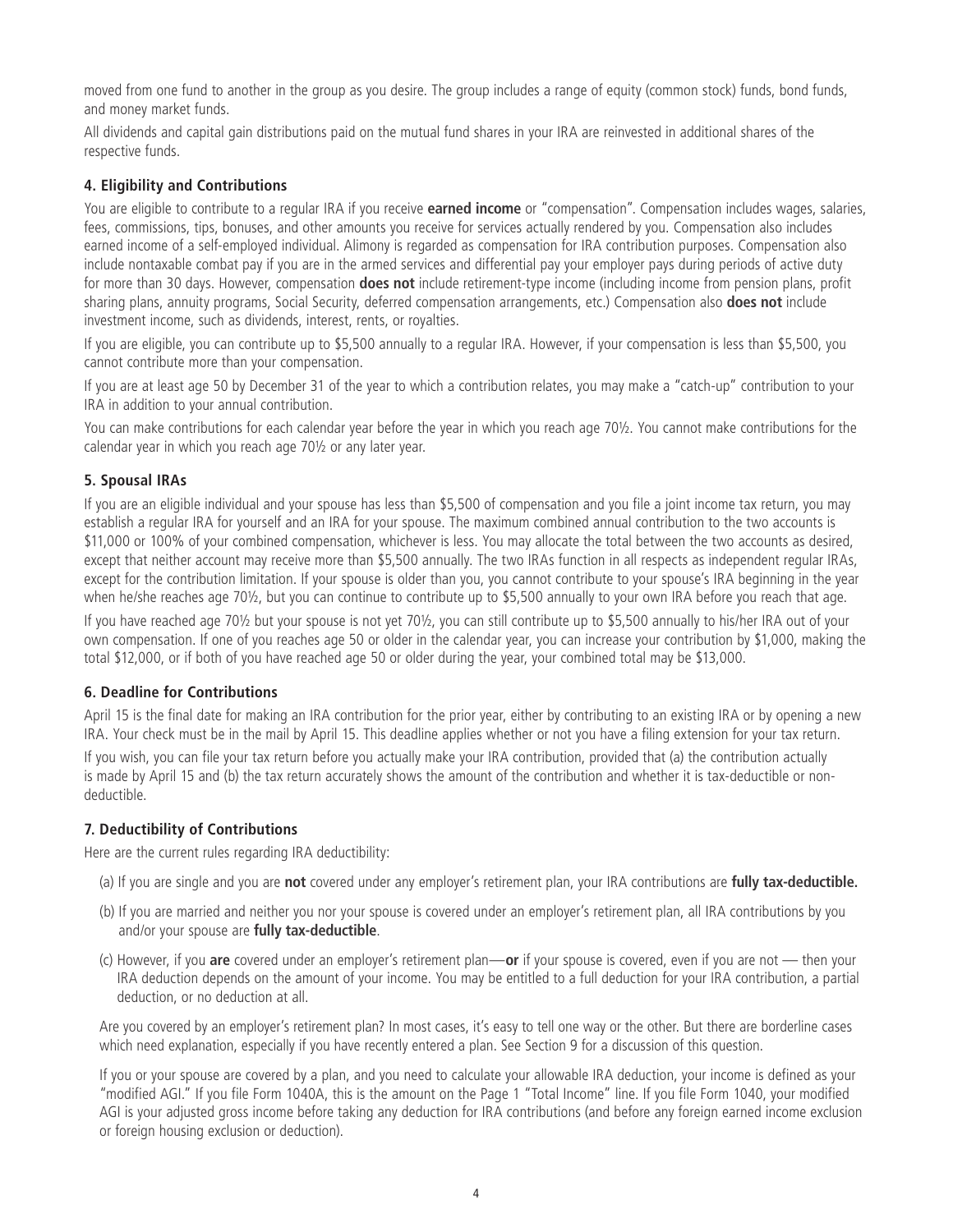moved from one fund to another in the group as you desire. The group includes a range of equity (common stock) funds, bond funds, and money market funds.

All dividends and capital gain distributions paid on the mutual fund shares in your IRA are reinvested in additional shares of the respective funds.

### 4. Eligibility and Contributions

You are eligible to contribute to a regular IRA if you receive **earned income** or "compensation". Compensation includes wages, salaries, fees, commissions, tips, bonuses, and other amounts you receive for services actually rendered by you. Compensation also includes earned income of a self-employed individual. Alimony is regarded as compensation for IRA contribution purposes. Compensation also include nontaxable combat pay if you are in the armed services and differential pay your employer pays during periods of active duty for more than 30 days. However, compensation **does not** include retirement-type income (including income from pension plans, profit sharing plans, annuity programs, Social Security, deferred compensation arrangements, etc.) Compensation also **does not** include investment income, such as dividends, interest, rents, or royalties.

If you are eligible, you can contribute up to $5,500 annually to a regular IRA. However, if your compensation is less than $5,500, you cannot contribute more than your compensation.

If you are at least age 50 by December 31 of the year to which a contribution relates, you may make a "catch-up" contribution to your IRA in addition to your annual contribution.

You can make contributions for each calendar year before the year in which you reach age 70½. You cannot make contributions for the calendar year in which you reach age 70½ or any later year.

### 5. Spousal IRAs

If you are an eligible individual and your spouse has less than $5,500 of compensation and you file a joint income tax return, you may establish a regular IRA for yourself and an IRA for your spouse. The maximum combined annual contribution to the two accounts is $11,000 or 100% of your combined compensation, whichever is less. You may allocate the total between the two accounts as desired, except that neither account may receive more than $5,500 annually. The two IRAs function in all respects as independent regular IRAs, except for the contribution limitation. If your spouse is older than you, you cannot contribute to your spouse's IRA beginning in the year when he/she reaches age 70½, but you can continue to contribute up to $5,500 annually to your own IRA before you reach that age.

If you have reached age 70½ but your spouse is not yet 70½, you can still contribute up to $5,500 annually to his/her IRA out of your own compensation. If one of you reaches age 50 or older in the calendar year, you can increase your contribution by $1,000, making the total $12,000, or if both of you have reached age 50 or older during the year, your combined total may be $13,000.

### 6. Deadline for Contributions

April 15 is the final date for making an IRA contribution for the prior year, either by contributing to an existing IRA or by opening a new IRA. Your check must be in the mail by April 15. This deadline applies whether or not you have a filing extension for your tax return.

If you wish, you can file your tax return before you actually make your IRA contribution, provided that (a) the contribution actually is made by April 15 and (b) the tax return accurately shows the amount of the contribution and whether it is tax-deductible or non-deductible.

### 7. Deductibility of Contributions

Here are the current rules regarding IRA deductibility:

(a) If you are single and you are **not** covered under any employer's retirement plan, your IRA contributions are **fully tax-deductible.**

(b) If you are married and neither you nor your spouse is covered under an employer's retirement plan, all IRA contributions by you and/or your spouse are **fully tax-deductible**.

(c) However, if you **are** covered under an employer's retirement plan—**or** if your spouse is covered, even if you are not — then your IRA deduction depends on the amount of your income. You may be entitled to a full deduction for your IRA contribution, a partial deduction, or no deduction at all.

Are you covered by an employer's retirement plan? In most cases, it's easy to tell one way or the other. But there are borderline cases which need explanation, especially if you have recently entered a plan. See Section 9 for a discussion of this question.

If you or your spouse are covered by a plan, and you need to calculate your allowable IRA deduction, your income is defined as your "modified AGI." If you file Form 1040A, this is the amount on the Page 1 "Total Income" line. If you file Form 1040, your modified AGI is your adjusted gross income before taking any deduction for IRA contributions (and before any foreign earned income exclusion or foreign housing exclusion or deduction).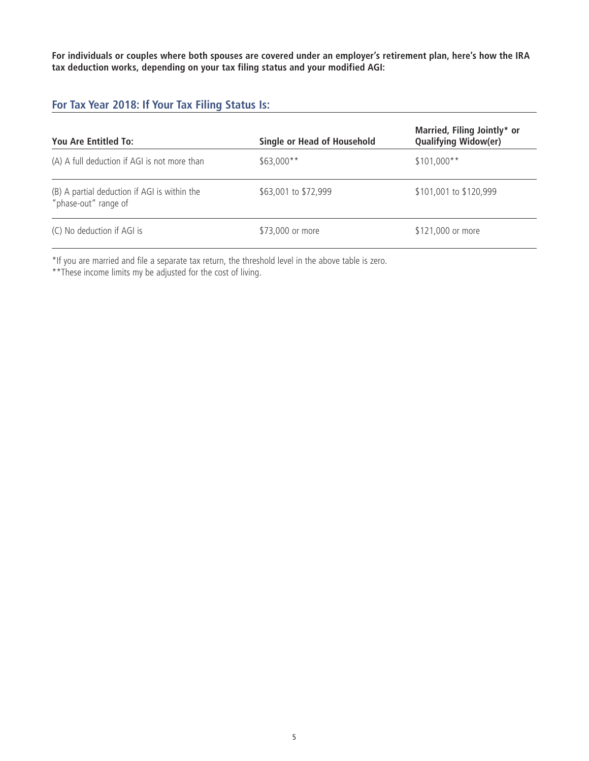**For individuals or couples where both spouses are covered under an employer's retirement plan, here's how the IRA tax deduction works, depending on your tax filing status and your modified AGI:**

## For Tax Year 2018: If Your Tax Filing Status Is:

| You Are Entitled To: | Single or Head of Household | Married, Filing Jointly* or Qualifying Widow(er) |
|---|---|---|
| (A) A full deduction if AGI is not more than | $63,000** | $101,000** |
| (B) A partial deduction if AGI is within the "phase-out" range of | $63,001 to $72,999 | $101,001 to $120,999 |
| (C) No deduction if AGI is | $73,000 or more | $121,000 or more |

*If you are married and file a separate tax return, the threshold level in the above table is zero.

**These income limits my be adjusted for the cost of living.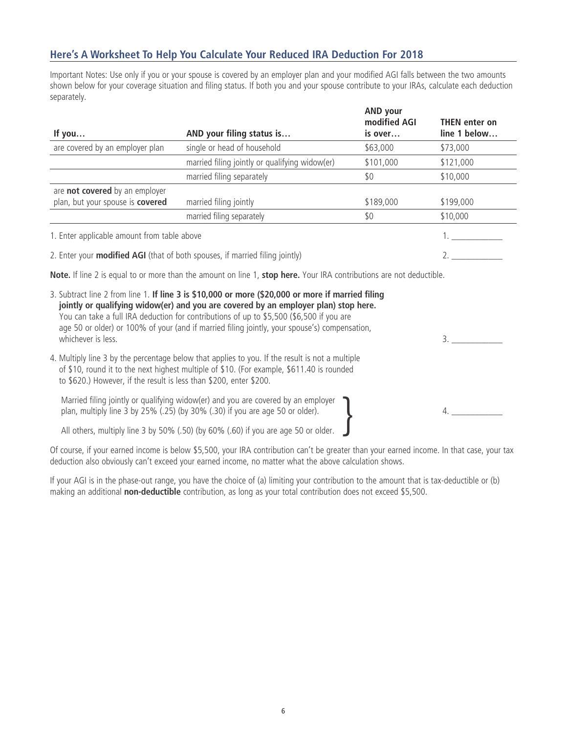## Here's A Worksheet To Help You Calculate Your Reduced IRA Deduction For 2018

Important Notes: Use only if you or your spouse is covered by an employer plan and your modified AGI falls between the two amounts shown below for your coverage situation and filing status. If both you and your spouse contribute to your IRAs, calculate each deduction separately.

| If you… | AND your filing status is… | AND your modified AGI is over… | THEN enter on line 1 below… |
|---|---|---|---|
| are covered by an employer plan | single or head of household | $63,000 | $73,000 |
| | married filing jointly or qualifying widow(er) | $101,000 | $121,000 |
| | married filing separately | $0 | $10,000 |
| are **not covered** by an employer plan, but your spouse is **covered** | married filing jointly | $189,000 | $199,000 |
| | married filing separately | $0 | $10,000 |

1. Enter applicable amount from table above  1. ____________

2. Enter your **modified AGI** (that of both spouses, if married filing jointly)  2. ____________

**Note.** If line 2 is equal to or more than the amount on line 1, **stop here.** Your IRA contributions are not deductible.

3. Subtract line 2 from line 1. **If line 3 is $10,000 or more ($20,000 or more if married filing jointly or qualifying widow(er) and you are covered by an employer plan) stop here.** You can take a full IRA deduction for contributions of up to $5,500 ($6,500 if you are age 50 or older) or 100% of your (and if married filing jointly, your spouse's) compensation, whichever is less.  3. ____________

4. Multiply line 3 by the percentage below that applies to you. If the result is not a multiple of $10, round it to the next highest multiple of $10. (For example, $611.40 is rounded to $620.) However, if the result is less than $200, enter $200.

   Married filing jointly or qualifying widow(er) and you are covered by an employer plan, multiply line 3 by 25% (.25) (by 30% (.30) if you are age 50 or older).

   All others, multiply line 3 by 50% (.50) (by 60% (.60) if you are age 50 or older.  4. ____________

Of course, if your earned income is below $5,500, your IRA contribution can't be greater than your earned income. In that case, your tax deduction also obviously can't exceed your earned income, no matter what the above calculation shows.

If your AGI is in the phase-out range, you have the choice of (a) limiting your contribution to the amount that is tax-deductible or (b) making an additional **non-deductible** contribution, as long as your total contribution does not exceed $5,500.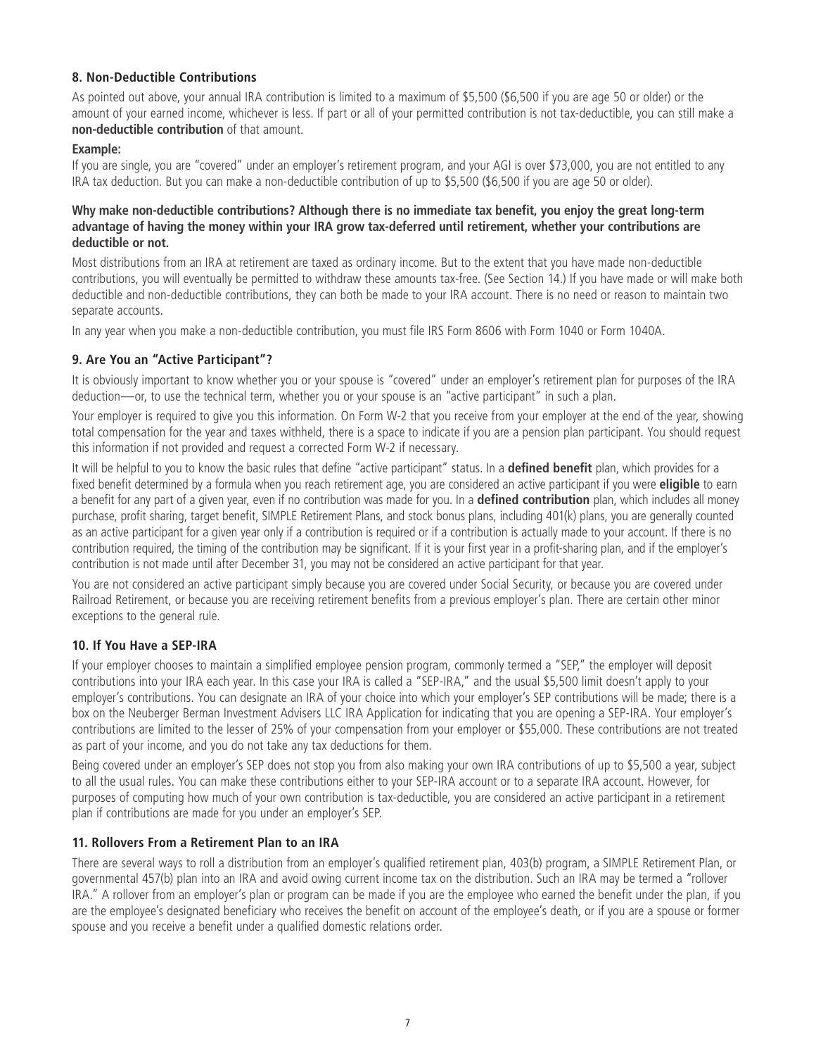## 8. Non-Deductible Contributions

As pointed out above, your annual IRA contribution is limited to a maximum of $5,500 ($6,500 if you are age 50 or older) or the amount of your earned income, whichever is less. If part or all of your permitted contribution is not tax-deductible, you can still make a **non-deductible contribution** of that amount.

**Example:**

If you are single, you are "covered" under an employer's retirement program, and your AGI is over $73,000, you are not entitled to any IRA tax deduction. But you can make a non-deductible contribution of up to $5,500 ($6,500 if you are age 50 or older).

**Why make non-deductible contributions? Although there is no immediate tax benefit, you enjoy the great long-term advantage of having the money within your IRA grow tax-deferred until retirement, whether your contributions are deductible or not.**

Most distributions from an IRA at retirement are taxed as ordinary income. But to the extent that you have made non-deductible contributions, you will eventually be permitted to withdraw these amounts tax-free. (See Section 14.) If you have made or will make both deductible and non-deductible contributions, they can both be made to your IRA account. There is no need or reason to maintain two separate accounts.

In any year when you make a non-deductible contribution, you must file IRS Form 8606 with Form 1040 or Form 1040A.

## 9. Are You an "Active Participant"?

It is obviously important to know whether you or your spouse is "covered" under an employer's retirement plan for purposes of the IRA deduction—or, to use the technical term, whether you or your spouse is an "active participant" in such a plan.

Your employer is required to give you this information. On Form W-2 that you receive from your employer at the end of the year, showing total compensation for the year and taxes withheld, there is a space to indicate if you are a pension plan participant. You should request this information if not provided and request a corrected Form W-2 if necessary.

It will be helpful to you to know the basic rules that define "active participant" status. In a **defined benefit** plan, which provides for a fixed benefit determined by a formula when you reach retirement age, you are considered an active participant if you were **eligible** to earn a benefit for any part of a given year, even if no contribution was made for you. In a **defined contribution** plan, which includes all money purchase, profit sharing, target benefit, SIMPLE Retirement Plans, and stock bonus plans, including 401(k) plans, you are generally counted as an active participant for a given year only if a contribution is required or if a contribution is actually made to your account. If there is no contribution required, the timing of the contribution may be significant. If it is your first year in a profit-sharing plan, and if the employer's contribution is not made until after December 31, you may not be considered an active participant for that year.

You are not considered an active participant simply because you are covered under Social Security, or because you are covered under Railroad Retirement, or because you are receiving retirement benefits from a previous employer's plan. There are certain other minor exceptions to the general rule.

## 10. If You Have a SEP-IRA

If your employer chooses to maintain a simplified employee pension program, commonly termed a "SEP," the employer will deposit contributions into your IRA each year. In this case your IRA is called a "SEP-IRA," and the usual $5,500 limit doesn't apply to your employer's contributions. You can designate an IRA of your choice into which your employer's SEP contributions will be made; there is a box on the Neuberger Berman Investment Advisers LLC IRA Application for indicating that you are opening a SEP-IRA. Your employer's contributions are limited to the lesser of 25% of your compensation from your employer or $55,000. These contributions are not treated as part of your income, and you do not take any tax deductions for them.

Being covered under an employer's SEP does not stop you from also making your own IRA contributions of up to $5,500 a year, subject to all the usual rules. You can make these contributions either to your SEP-IRA account or to a separate IRA account. However, for purposes of computing how much of your own contribution is tax-deductible, you are considered an active participant in a retirement plan if contributions are made for you under an employer's SEP.

## 11. Rollovers From a Retirement Plan to an IRA

There are several ways to roll a distribution from an employer's qualified retirement plan, 403(b) program, a SIMPLE Retirement Plan, or governmental 457(b) plan into an IRA and avoid owing current income tax on the distribution. Such an IRA may be termed a "rollover IRA." A rollover from an employer's plan or program can be made if you are the employee who earned the benefit under the plan, if you are the employee's designated beneficiary who receives the benefit on account of the employee's death, or if you are a spouse or former spouse and you receive a benefit under a qualified domestic relations order.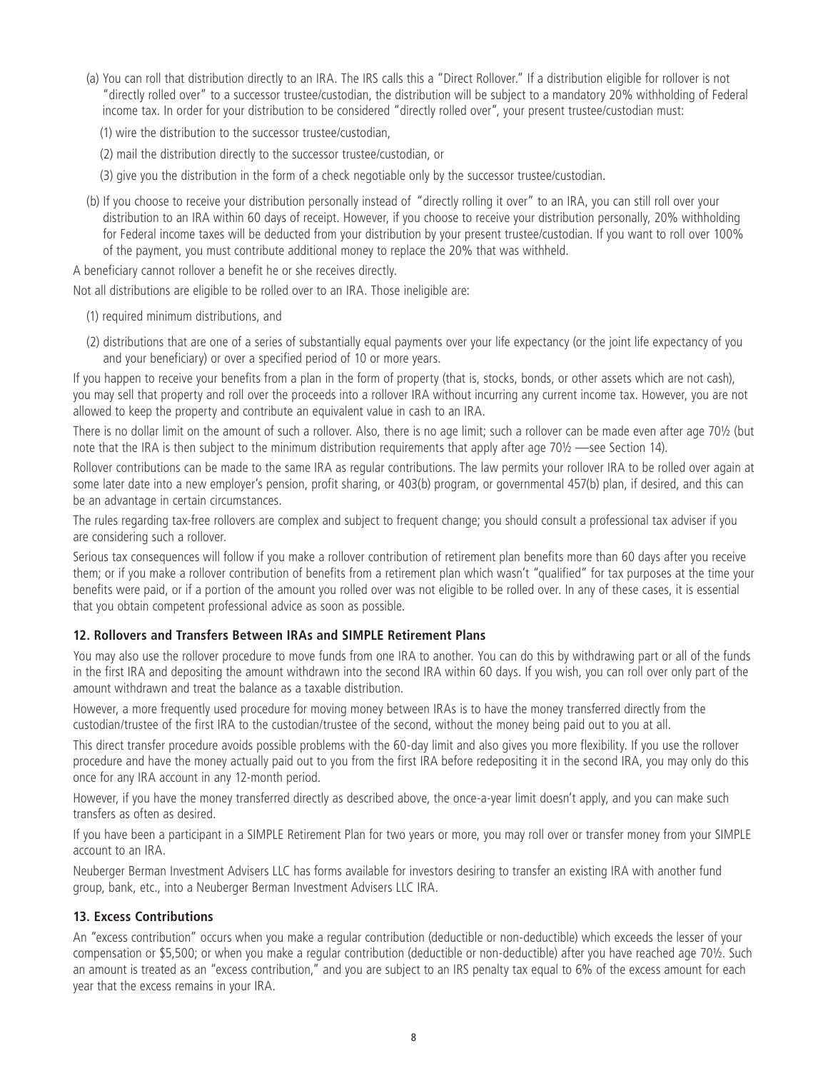(a) You can roll that distribution directly to an IRA. The IRS calls this a "Direct Rollover." If a distribution eligible for rollover is not "directly rolled over" to a successor trustee/custodian, the distribution will be subject to a mandatory 20% withholding of Federal income tax. In order for your distribution to be considered "directly rolled over", your present trustee/custodian must:

(1) wire the distribution to the successor trustee/custodian,

(2) mail the distribution directly to the successor trustee/custodian, or

(3) give you the distribution in the form of a check negotiable only by the successor trustee/custodian.

(b) If you choose to receive your distribution personally instead of "directly rolling it over" to an IRA, you can still roll over your distribution to an IRA within 60 days of receipt. However, if you choose to receive your distribution personally, 20% withholding for Federal income taxes will be deducted from your distribution by your present trustee/custodian. If you want to roll over 100% of the payment, you must contribute additional money to replace the 20% that was withheld.

A beneficiary cannot rollover a benefit he or she receives directly.

Not all distributions are eligible to be rolled over to an IRA. Those ineligible are:

(1) required minimum distributions, and

(2) distributions that are one of a series of substantially equal payments over your life expectancy (or the joint life expectancy of you and your beneficiary) or over a specified period of 10 or more years.

If you happen to receive your benefits from a plan in the form of property (that is, stocks, bonds, or other assets which are not cash), you may sell that property and roll over the proceeds into a rollover IRA without incurring any current income tax. However, you are not allowed to keep the property and contribute an equivalent value in cash to an IRA.

There is no dollar limit on the amount of such a rollover. Also, there is no age limit; such a rollover can be made even after age 70½ (but note that the IRA is then subject to the minimum distribution requirements that apply after age 70½ —see Section 14).

Rollover contributions can be made to the same IRA as regular contributions. The law permits your rollover IRA to be rolled over again at some later date into a new employer's pension, profit sharing, or 403(b) program, or governmental 457(b) plan, if desired, and this can be an advantage in certain circumstances.

The rules regarding tax-free rollovers are complex and subject to frequent change; you should consult a professional tax adviser if you are considering such a rollover.

Serious tax consequences will follow if you make a rollover contribution of retirement plan benefits more than 60 days after you receive them; or if you make a rollover contribution of benefits from a retirement plan which wasn't "qualified" for tax purposes at the time your benefits were paid, or if a portion of the amount you rolled over was not eligible to be rolled over. In any of these cases, it is essential that you obtain competent professional advice as soon as possible.

### 12. Rollovers and Transfers Between IRAs and SIMPLE Retirement Plans

You may also use the rollover procedure to move funds from one IRA to another. You can do this by withdrawing part or all of the funds in the first IRA and depositing the amount withdrawn into the second IRA within 60 days. If you wish, you can roll over only part of the amount withdrawn and treat the balance as a taxable distribution.

However, a more frequently used procedure for moving money between IRAs is to have the money transferred directly from the custodian/trustee of the first IRA to the custodian/trustee of the second, without the money being paid out to you at all.

This direct transfer procedure avoids possible problems with the 60-day limit and also gives you more flexibility. If you use the rollover procedure and have the money actually paid out to you from the first IRA before redepositing it in the second IRA, you may only do this once for any IRA account in any 12-month period.

However, if you have the money transferred directly as described above, the once-a-year limit doesn't apply, and you can make such transfers as often as desired.

If you have been a participant in a SIMPLE Retirement Plan for two years or more, you may roll over or transfer money from your SIMPLE account to an IRA.

Neuberger Berman Investment Advisers LLC has forms available for investors desiring to transfer an existing IRA with another fund group, bank, etc., into a Neuberger Berman Investment Advisers LLC IRA.

### 13. Excess Contributions

An "excess contribution" occurs when you make a regular contribution (deductible or non-deductible) which exceeds the lesser of your compensation or $5,500; or when you make a regular contribution (deductible or non-deductible) after you have reached age 70½. Such an amount is treated as an "excess contribution," and you are subject to an IRS penalty tax equal to 6% of the excess amount for each year that the excess remains in your IRA.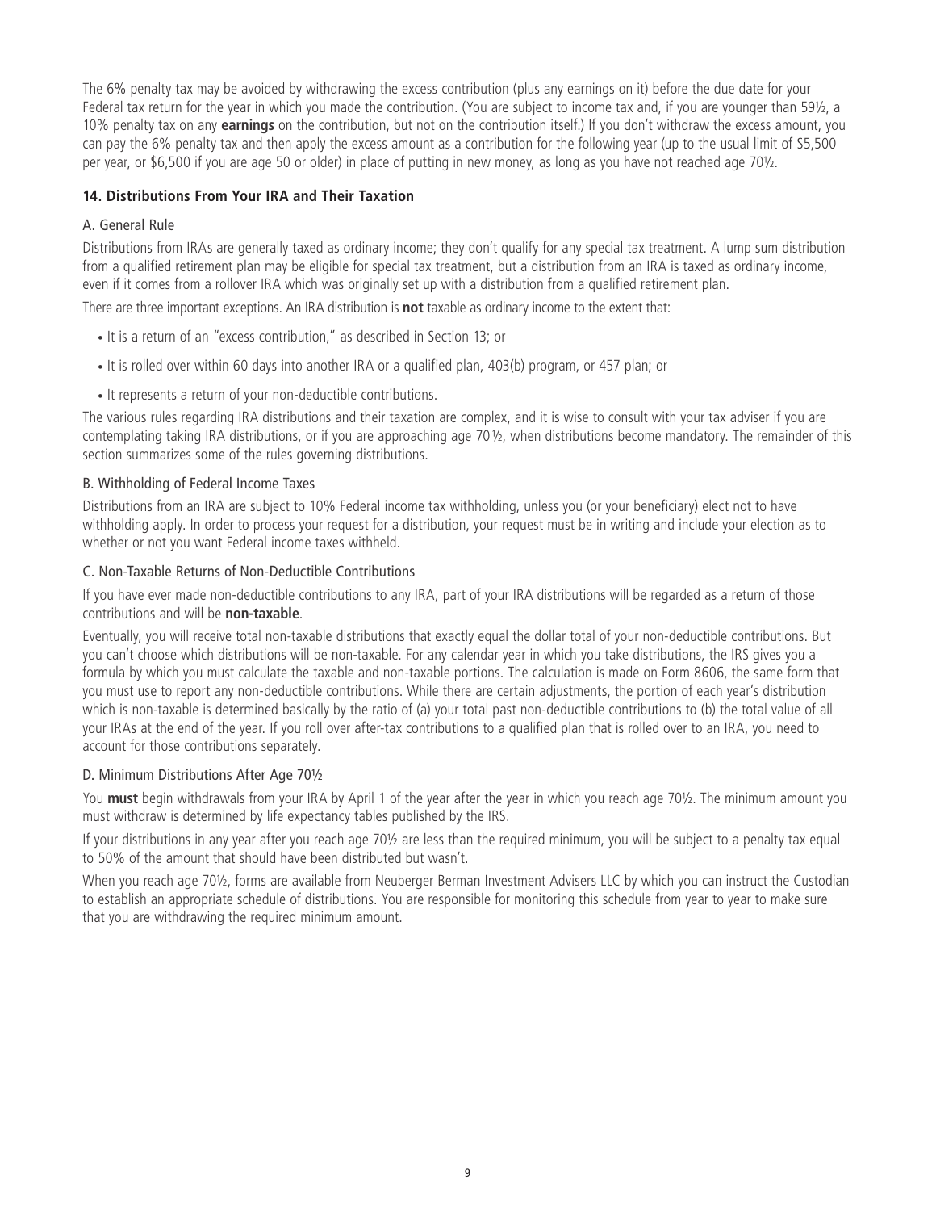The 6% penalty tax may be avoided by withdrawing the excess contribution (plus any earnings on it) before the due date for your Federal tax return for the year in which you made the contribution. (You are subject to income tax and, if you are younger than 59½, a 10% penalty tax on any **earnings** on the contribution, but not on the contribution itself.) If you don't withdraw the excess amount, you can pay the 6% penalty tax and then apply the excess amount as a contribution for the following year (up to the usual limit of $5,500 per year, or $6,500 if you are age 50 or older) in place of putting in new money, as long as you have not reached age 70½.

## 14. Distributions From Your IRA and Their Taxation

### A. General Rule

Distributions from IRAs are generally taxed as ordinary income; they don't qualify for any special tax treatment. A lump sum distribution from a qualified retirement plan may be eligible for special tax treatment, but a distribution from an IRA is taxed as ordinary income, even if it comes from a rollover IRA which was originally set up with a distribution from a qualified retirement plan.

There are three important exceptions. An IRA distribution is **not** taxable as ordinary income to the extent that:

- It is a return of an "excess contribution," as described in Section 13; or
- It is rolled over within 60 days into another IRA or a qualified plan, 403(b) program, or 457 plan; or
- It represents a return of your non-deductible contributions.

The various rules regarding IRA distributions and their taxation are complex, and it is wise to consult with your tax adviser if you are contemplating taking IRA distributions, or if you are approaching age 70½, when distributions become mandatory. The remainder of this section summarizes some of the rules governing distributions.

### B. Withholding of Federal Income Taxes

Distributions from an IRA are subject to 10% Federal income tax withholding, unless you (or your beneficiary) elect not to have withholding apply. In order to process your request for a distribution, your request must be in writing and include your election as to whether or not you want Federal income taxes withheld.

### C. Non-Taxable Returns of Non-Deductible Contributions

If you have ever made non-deductible contributions to any IRA, part of your IRA distributions will be regarded as a return of those contributions and will be **non-taxable**.

Eventually, you will receive total non-taxable distributions that exactly equal the dollar total of your non-deductible contributions. But you can't choose which distributions will be non-taxable. For any calendar year in which you take distributions, the IRS gives you a formula by which you must calculate the taxable and non-taxable portions. The calculation is made on Form 8606, the same form that you must use to report any non-deductible contributions. While there are certain adjustments, the portion of each year's distribution which is non-taxable is determined basically by the ratio of (a) your total past non-deductible contributions to (b) the total value of all your IRAs at the end of the year. If you roll over after-tax contributions to a qualified plan that is rolled over to an IRA, you need to account for those contributions separately.

### D. Minimum Distributions After Age 70½

You **must** begin withdrawals from your IRA by April 1 of the year after the year in which you reach age 70½. The minimum amount you must withdraw is determined by life expectancy tables published by the IRS.

If your distributions in any year after you reach age 70½ are less than the required minimum, you will be subject to a penalty tax equal to 50% of the amount that should have been distributed but wasn't.

When you reach age 70½, forms are available from Neuberger Berman Investment Advisers LLC by which you can instruct the Custodian to establish an appropriate schedule of distributions. You are responsible for monitoring this schedule from year to year to make sure that you are withdrawing the required minimum amount.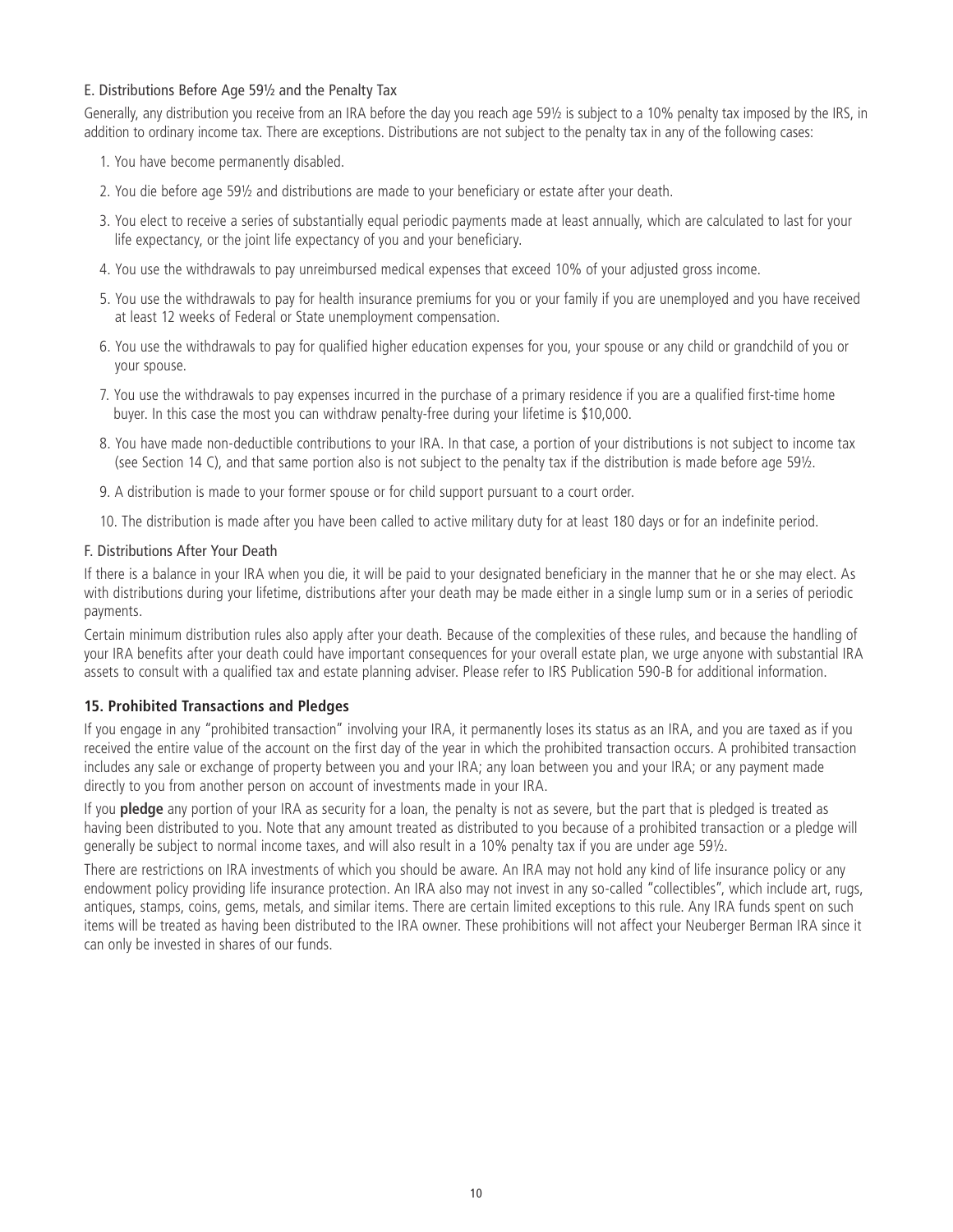### E. Distributions Before Age 59½ and the Penalty Tax

Generally, any distribution you receive from an IRA before the day you reach age 59½ is subject to a 10% penalty tax imposed by the IRS, in addition to ordinary income tax. There are exceptions. Distributions are not subject to the penalty tax in any of the following cases:

1. You have become permanently disabled.
2. You die before age 59½ and distributions are made to your beneficiary or estate after your death.
3. You elect to receive a series of substantially equal periodic payments made at least annually, which are calculated to last for your life expectancy, or the joint life expectancy of you and your beneficiary.
4. You use the withdrawals to pay unreimbursed medical expenses that exceed 10% of your adjusted gross income.
5. You use the withdrawals to pay for health insurance premiums for you or your family if you are unemployed and you have received at least 12 weeks of Federal or State unemployment compensation.
6. You use the withdrawals to pay for qualified higher education expenses for you, your spouse or any child or grandchild of you or your spouse.
7. You use the withdrawals to pay expenses incurred in the purchase of a primary residence if you are a qualified first-time home buyer. In this case the most you can withdraw penalty-free during your lifetime is $10,000.
8. You have made non-deductible contributions to your IRA. In that case, a portion of your distributions is not subject to income tax (see Section 14 C), and that same portion also is not subject to the penalty tax if the distribution is made before age 59½.
9. A distribution is made to your former spouse or for child support pursuant to a court order.
10. The distribution is made after you have been called to active military duty for at least 180 days or for an indefinite period.

### F. Distributions After Your Death

If there is a balance in your IRA when you die, it will be paid to your designated beneficiary in the manner that he or she may elect. As with distributions during your lifetime, distributions after your death may be made either in a single lump sum or in a series of periodic payments.

Certain minimum distribution rules also apply after your death. Because of the complexities of these rules, and because the handling of your IRA benefits after your death could have important consequences for your overall estate plan, we urge anyone with substantial IRA assets to consult with a qualified tax and estate planning adviser. Please refer to IRS Publication 590-B for additional information.

## 15. Prohibited Transactions and Pledges

If you engage in any "prohibited transaction" involving your IRA, it permanently loses its status as an IRA, and you are taxed as if you received the entire value of the account on the first day of the year in which the prohibited transaction occurs. A prohibited transaction includes any sale or exchange of property between you and your IRA; any loan between you and your IRA; or any payment made directly to you from another person on account of investments made in your IRA.

If you **pledge** any portion of your IRA as security for a loan, the penalty is not as severe, but the part that is pledged is treated as having been distributed to you. Note that any amount treated as distributed to you because of a prohibited transaction or a pledge will generally be subject to normal income taxes, and will also result in a 10% penalty tax if you are under age 59½.

There are restrictions on IRA investments of which you should be aware. An IRA may not hold any kind of life insurance policy or any endowment policy providing life insurance protection. An IRA also may not invest in any so-called "collectibles", which include art, rugs, antiques, stamps, coins, gems, metals, and similar items. There are certain limited exceptions to this rule. Any IRA funds spent on such items will be treated as having been distributed to the IRA owner. These prohibitions will not affect your Neuberger Berman IRA since it can only be invested in shares of our funds.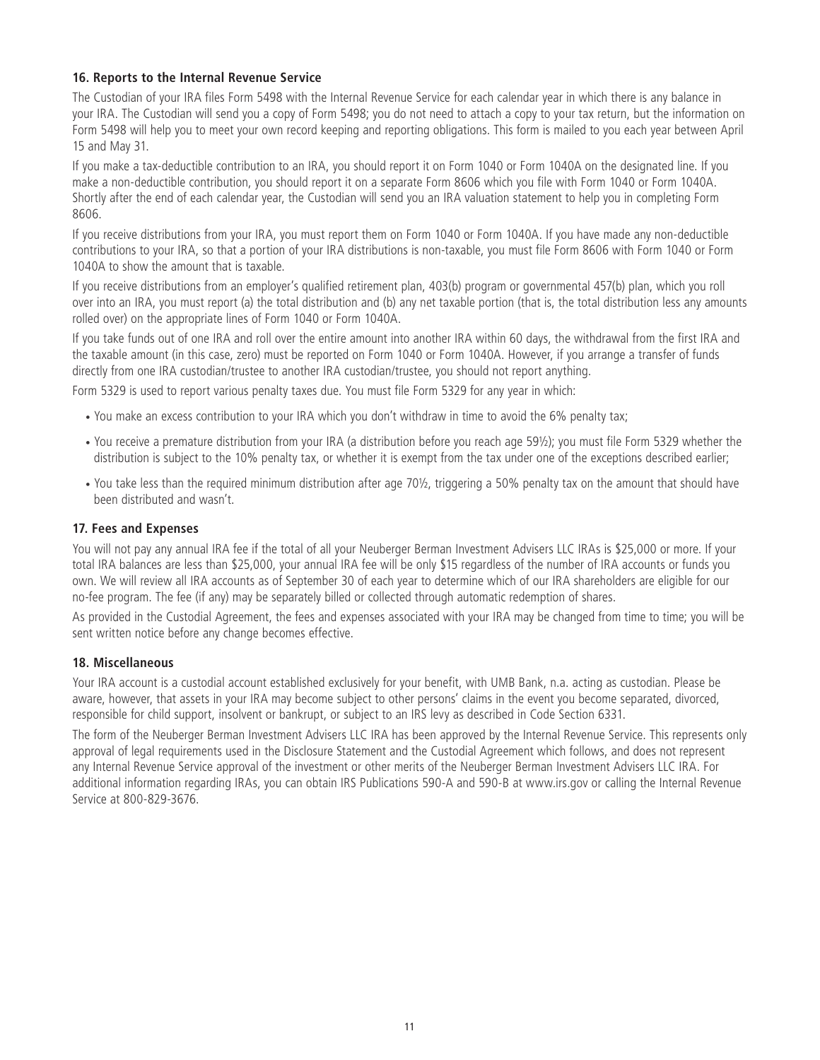### 16. Reports to the Internal Revenue Service

The Custodian of your IRA files Form 5498 with the Internal Revenue Service for each calendar year in which there is any balance in your IRA. The Custodian will send you a copy of Form 5498; you do not need to attach a copy to your tax return, but the information on Form 5498 will help you to meet your own record keeping and reporting obligations. This form is mailed to you each year between April 15 and May 31.

If you make a tax-deductible contribution to an IRA, you should report it on Form 1040 or Form 1040A on the designated line. If you make a non-deductible contribution, you should report it on a separate Form 8606 which you file with Form 1040 or Form 1040A. Shortly after the end of each calendar year, the Custodian will send you an IRA valuation statement to help you in completing Form 8606.

If you receive distributions from your IRA, you must report them on Form 1040 or Form 1040A. If you have made any non-deductible contributions to your IRA, so that a portion of your IRA distributions is non-taxable, you must file Form 8606 with Form 1040 or Form 1040A to show the amount that is taxable.

If you receive distributions from an employer's qualified retirement plan, 403(b) program or governmental 457(b) plan, which you roll over into an IRA, you must report (a) the total distribution and (b) any net taxable portion (that is, the total distribution less any amounts rolled over) on the appropriate lines of Form 1040 or Form 1040A.

If you take funds out of one IRA and roll over the entire amount into another IRA within 60 days, the withdrawal from the first IRA and the taxable amount (in this case, zero) must be reported on Form 1040 or Form 1040A. However, if you arrange a transfer of funds directly from one IRA custodian/trustee to another IRA custodian/trustee, you should not report anything.

Form 5329 is used to report various penalty taxes due. You must file Form 5329 for any year in which:

- You make an excess contribution to your IRA which you don't withdraw in time to avoid the 6% penalty tax;
- You receive a premature distribution from your IRA (a distribution before you reach age 59½); you must file Form 5329 whether the distribution is subject to the 10% penalty tax, or whether it is exempt from the tax under one of the exceptions described earlier;
- You take less than the required minimum distribution after age 70½, triggering a 50% penalty tax on the amount that should have been distributed and wasn't.

### 17. Fees and Expenses

You will not pay any annual IRA fee if the total of all your Neuberger Berman Investment Advisers LLC IRAs is $25,000 or more. If your total IRA balances are less than $25,000, your annual IRA fee will be only $15 regardless of the number of IRA accounts or funds you own. We will review all IRA accounts as of September 30 of each year to determine which of our IRA shareholders are eligible for our no-fee program. The fee (if any) may be separately billed or collected through automatic redemption of shares.

As provided in the Custodial Agreement, the fees and expenses associated with your IRA may be changed from time to time; you will be sent written notice before any change becomes effective.

### 18. Miscellaneous

Your IRA account is a custodial account established exclusively for your benefit, with UMB Bank, n.a. acting as custodian. Please be aware, however, that assets in your IRA may become subject to other persons' claims in the event you become separated, divorced, responsible for child support, insolvent or bankrupt, or subject to an IRS levy as described in Code Section 6331.

The form of the Neuberger Berman Investment Advisers LLC IRA has been approved by the Internal Revenue Service. This represents only approval of legal requirements used in the Disclosure Statement and the Custodial Agreement which follows, and does not represent any Internal Revenue Service approval of the investment or other merits of the Neuberger Berman Investment Advisers LLC IRA. For additional information regarding IRAs, you can obtain IRS Publications 590-A and 590-B at www.irs.gov or calling the Internal Revenue Service at 800-829-3676.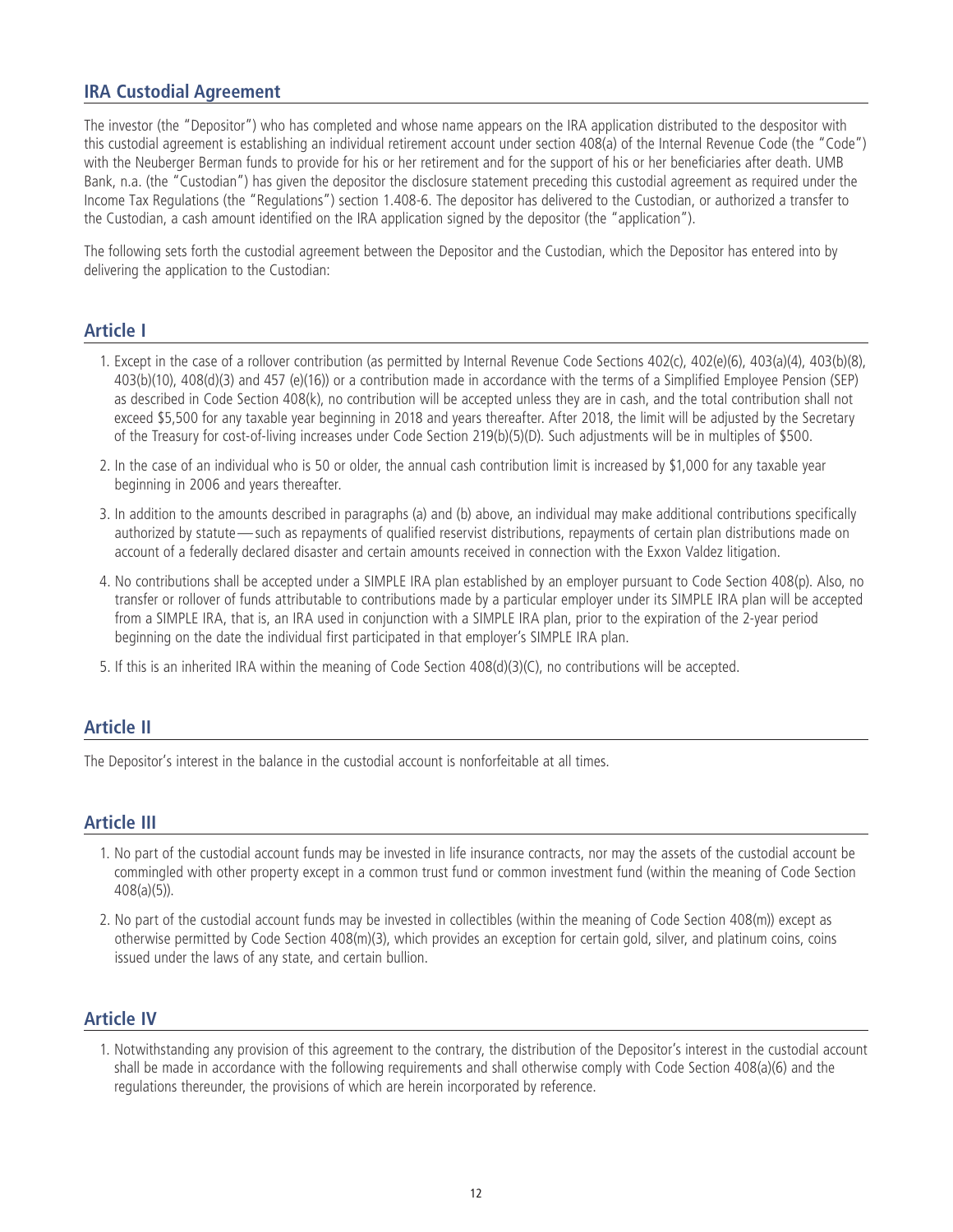## IRA Custodial Agreement

The investor (the "Depositor") who has completed and whose name appears on the IRA application distributed to the despositor with this custodial agreement is establishing an individual retirement account under section 408(a) of the Internal Revenue Code (the "Code") with the Neuberger Berman funds to provide for his or her retirement and for the support of his or her beneficiaries after death. UMB Bank, n.a. (the "Custodian") has given the depositor the disclosure statement preceding this custodial agreement as required under the Income Tax Regulations (the "Regulations") section 1.408-6. The depositor has delivered to the Custodian, or authorized a transfer to the Custodian, a cash amount identified on the IRA application signed by the depositor (the "application").

The following sets forth the custodial agreement between the Depositor and the Custodian, which the Depositor has entered into by delivering the application to the Custodian:

## Article I

1. Except in the case of a rollover contribution (as permitted by Internal Revenue Code Sections 402(c), 402(e)(6), 403(a)(4), 403(b)(8), 403(b)(10), 408(d)(3) and 457 (e)(16)) or a contribution made in accordance with the terms of a Simplified Employee Pension (SEP) as described in Code Section 408(k), no contribution will be accepted unless they are in cash, and the total contribution shall not exceed $5,500 for any taxable year beginning in 2018 and years thereafter. After 2018, the limit will be adjusted by the Secretary of the Treasury for cost-of-living increases under Code Section 219(b)(5)(D). Such adjustments will be in multiples of $500.
2. In the case of an individual who is 50 or older, the annual cash contribution limit is increased by $1,000 for any taxable year beginning in 2006 and years thereafter.
3. In addition to the amounts described in paragraphs (a) and (b) above, an individual may make additional contributions specifically authorized by statute — such as repayments of qualified reservist distributions, repayments of certain plan distributions made on account of a federally declared disaster and certain amounts received in connection with the Exxon Valdez litigation.
4. No contributions shall be accepted under a SIMPLE IRA plan established by an employer pursuant to Code Section 408(p). Also, no transfer or rollover of funds attributable to contributions made by a particular employer under its SIMPLE IRA plan will be accepted from a SIMPLE IRA, that is, an IRA used in conjunction with a SIMPLE IRA plan, prior to the expiration of the 2-year period beginning on the date the individual first participated in that employer's SIMPLE IRA plan.
5. If this is an inherited IRA within the meaning of Code Section 408(d)(3)(C), no contributions will be accepted.

## Article II

The Depositor's interest in the balance in the custodial account is nonforfeitable at all times.

## Article III

1. No part of the custodial account funds may be invested in life insurance contracts, nor may the assets of the custodial account be commingled with other property except in a common trust fund or common investment fund (within the meaning of Code Section 408(a)(5)).
2. No part of the custodial account funds may be invested in collectibles (within the meaning of Code Section 408(m)) except as otherwise permitted by Code Section 408(m)(3), which provides an exception for certain gold, silver, and platinum coins, coins issued under the laws of any state, and certain bullion.

## Article IV

1. Notwithstanding any provision of this agreement to the contrary, the distribution of the Depositor's interest in the custodial account shall be made in accordance with the following requirements and shall otherwise comply with Code Section 408(a)(6) and the regulations thereunder, the provisions of which are herein incorporated by reference.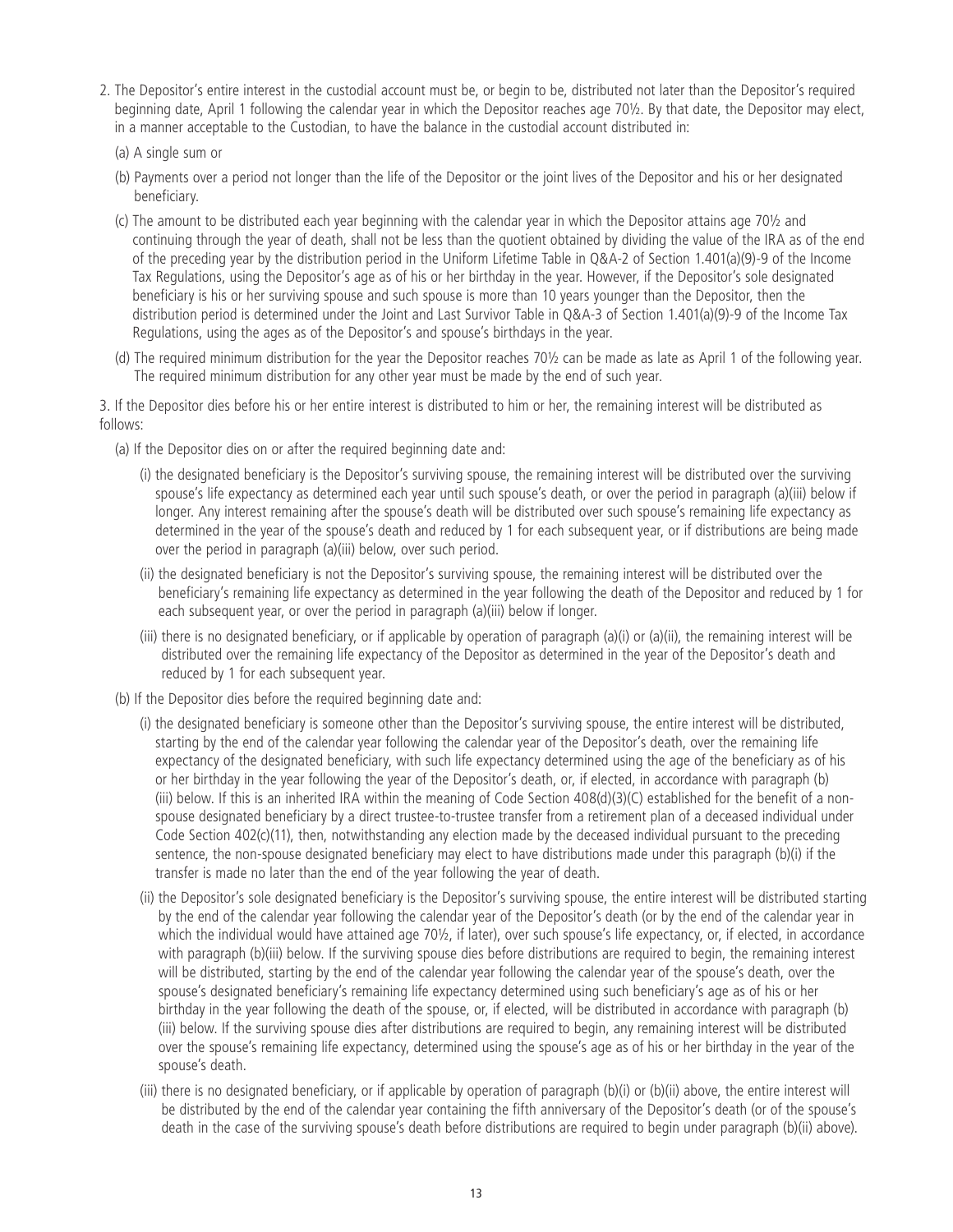2. The Depositor's entire interest in the custodial account must be, or begin to be, distributed not later than the Depositor's required beginning date, April 1 following the calendar year in which the Depositor reaches age 70½. By that date, the Depositor may elect, in a manner acceptable to the Custodian, to have the balance in the custodial account distributed in:

   (a) A single sum or

   (b) Payments over a period not longer than the life of the Depositor or the joint lives of the Depositor and his or her designated beneficiary.

   (c) The amount to be distributed each year beginning with the calendar year in which the Depositor attains age 70½ and continuing through the year of death, shall not be less than the quotient obtained by dividing the value of the IRA as of the end of the preceding year by the distribution period in the Uniform Lifetime Table in Q&A-2 of Section 1.401(a)(9)-9 of the Income Tax Regulations, using the Depositor's age as of his or her birthday in the year. However, if the Depositor's sole designated beneficiary is his or her surviving spouse and such spouse is more than 10 years younger than the Depositor, then the distribution period is determined under the Joint and Last Survivor Table in Q&A-3 of Section 1.401(a)(9)-9 of the Income Tax Regulations, using the ages as of the Depositor's and spouse's birthdays in the year.

   (d) The required minimum distribution for the year the Depositor reaches 70½ can be made as late as April 1 of the following year. The required minimum distribution for any other year must be made by the end of such year.

3. If the Depositor dies before his or her entire interest is distributed to him or her, the remaining interest will be distributed as follows:

   (a) If the Depositor dies on or after the required beginning date and:

      (i) the designated beneficiary is the Depositor's surviving spouse, the remaining interest will be distributed over the surviving spouse's life expectancy as determined each year until such spouse's death, or over the period in paragraph (a)(iii) below if longer. Any interest remaining after the spouse's death will be distributed over such spouse's remaining life expectancy as determined in the year of the spouse's death and reduced by 1 for each subsequent year, or if distributions are being made over the period in paragraph (a)(iii) below, over such period.

      (ii) the designated beneficiary is not the Depositor's surviving spouse, the remaining interest will be distributed over the beneficiary's remaining life expectancy as determined in the year following the death of the Depositor and reduced by 1 for each subsequent year, or over the period in paragraph (a)(iii) below if longer.

      (iii) there is no designated beneficiary, or if applicable by operation of paragraph (a)(i) or (a)(ii), the remaining interest will be distributed over the remaining life expectancy of the Depositor as determined in the year of the Depositor's death and reduced by 1 for each subsequent year.

   (b) If the Depositor dies before the required beginning date and:

      (i) the designated beneficiary is someone other than the Depositor's surviving spouse, the entire interest will be distributed, starting by the end of the calendar year following the calendar year of the Depositor's death, over the remaining life expectancy of the designated beneficiary, with such life expectancy determined using the age of the beneficiary as of his or her birthday in the year following the year of the Depositor's death, or, if elected, in accordance with paragraph (b)(iii) below. If this is an inherited IRA within the meaning of Code Section 408(d)(3)(C) established for the benefit of a non-spouse designated beneficiary by a direct trustee-to-trustee transfer from a retirement plan of a deceased individual under Code Section 402(c)(11), then, notwithstanding any election made by the deceased individual pursuant to the preceding sentence, the non-spouse designated beneficiary may elect to have distributions made under this paragraph (b)(i) if the transfer is made no later than the end of the year following the year of death.

      (ii) the Depositor's sole designated beneficiary is the Depositor's surviving spouse, the entire interest will be distributed starting by the end of the calendar year following the calendar year of the Depositor's death (or by the end of the calendar year in which the individual would have attained age 70½, if later), over such spouse's life expectancy, or, if elected, in accordance with paragraph (b)(iii) below. If the surviving spouse dies before distributions are required to begin, the remaining interest will be distributed, starting by the end of the calendar year following the calendar year of the spouse's death, over the spouse's designated beneficiary's remaining life expectancy determined using such beneficiary's age as of his or her birthday in the year following the death of the spouse, or, if elected, will be distributed in accordance with paragraph (b)(iii) below. If the surviving spouse dies after distributions are required to begin, any remaining interest will be distributed over the spouse's remaining life expectancy, determined using the spouse's age as of his or her birthday in the year of the spouse's death.

      (iii) there is no designated beneficiary, or if applicable by operation of paragraph (b)(i) or (b)(ii) above, the entire interest will be distributed by the end of the calendar year containing the fifth anniversary of the Depositor's death (or of the spouse's death in the case of the surviving spouse's death before distributions are required to begin under paragraph (b)(ii) above).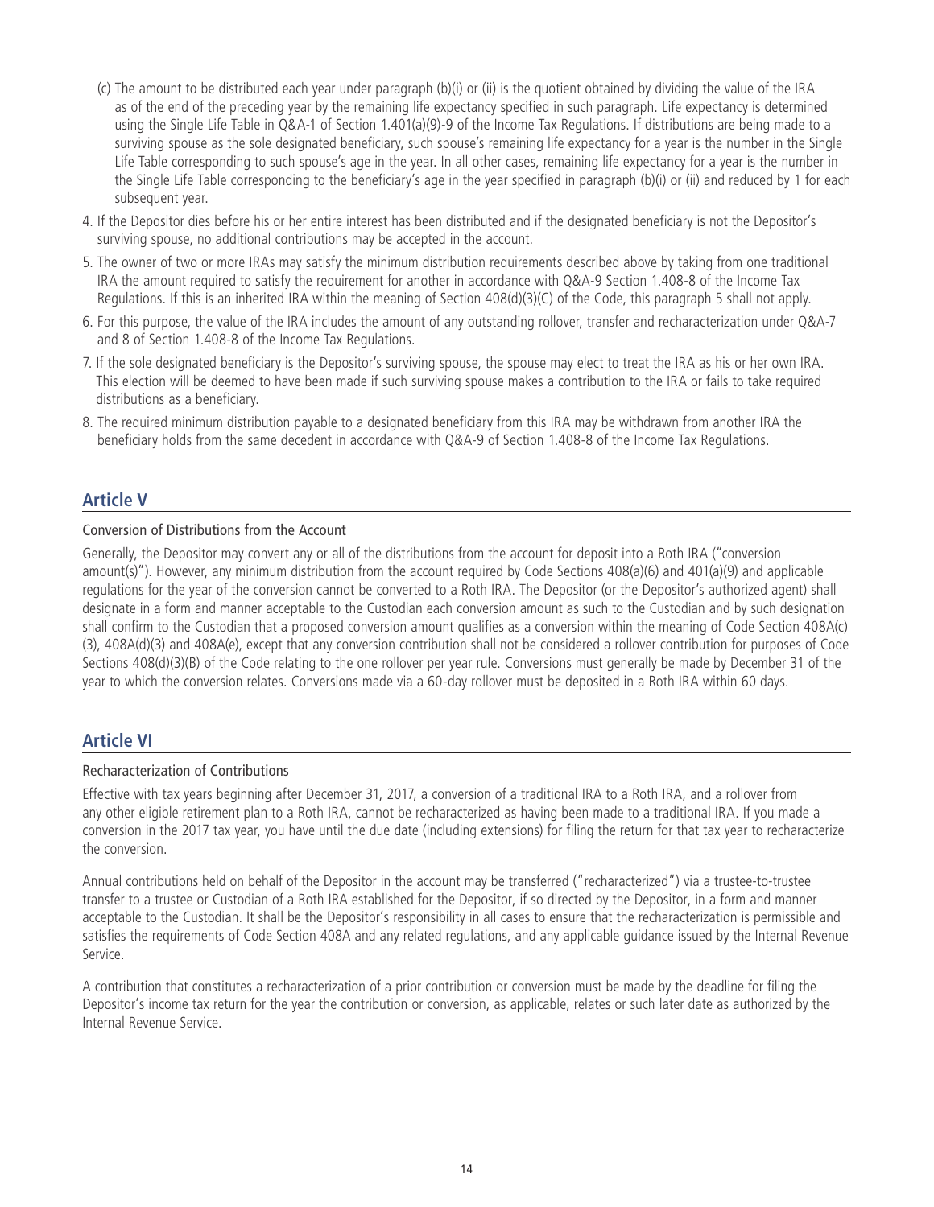(c) The amount to be distributed each year under paragraph (b)(i) or (ii) is the quotient obtained by dividing the value of the IRA as of the end of the preceding year by the remaining life expectancy specified in such paragraph. Life expectancy is determined using the Single Life Table in Q&A-1 of Section 1.401(a)(9)-9 of the Income Tax Regulations. If distributions are being made to a surviving spouse as the sole designated beneficiary, such spouse's remaining life expectancy for a year is the number in the Single Life Table corresponding to such spouse's age in the year. In all other cases, remaining life expectancy for a year is the number in the Single Life Table corresponding to the beneficiary's age in the year specified in paragraph (b)(i) or (ii) and reduced by 1 for each subsequent year.

4. If the Depositor dies before his or her entire interest has been distributed and if the designated beneficiary is not the Depositor's surviving spouse, no additional contributions may be accepted in the account.
5. The owner of two or more IRAs may satisfy the minimum distribution requirements described above by taking from one traditional IRA the amount required to satisfy the requirement for another in accordance with Q&A-9 Section 1.408-8 of the Income Tax Regulations. If this is an inherited IRA within the meaning of Section 408(d)(3)(C) of the Code, this paragraph 5 shall not apply.
6. For this purpose, the value of the IRA includes the amount of any outstanding rollover, transfer and recharacterization under Q&A-7 and 8 of Section 1.408-8 of the Income Tax Regulations.
7. If the sole designated beneficiary is the Depositor's surviving spouse, the spouse may elect to treat the IRA as his or her own IRA. This election will be deemed to have been made if such surviving spouse makes a contribution to the IRA or fails to take required distributions as a beneficiary.
8. The required minimum distribution payable to a designated beneficiary from this IRA may be withdrawn from another IRA the beneficiary holds from the same decedent in accordance with Q&A-9 of Section 1.408-8 of the Income Tax Regulations.

## Article V

Conversion of Distributions from the Account

Generally, the Depositor may convert any or all of the distributions from the account for deposit into a Roth IRA ("conversion amount(s)"). However, any minimum distribution from the account required by Code Sections 408(a)(6) and 401(a)(9) and applicable regulations for the year of the conversion cannot be converted to a Roth IRA. The Depositor (or the Depositor's authorized agent) shall designate in a form and manner acceptable to the Custodian each conversion amount as such to the Custodian and by such designation shall confirm to the Custodian that a proposed conversion amount qualifies as a conversion within the meaning of Code Section 408A(c)(3), 408A(d)(3) and 408A(e), except that any conversion contribution shall not be considered a rollover contribution for purposes of Code Sections 408(d)(3)(B) of the Code relating to the one rollover per year rule. Conversions must generally be made by December 31 of the year to which the conversion relates. Conversions made via a 60-day rollover must be deposited in a Roth IRA within 60 days.

## Article VI

Recharacterization of Contributions

Effective with tax years beginning after December 31, 2017, a conversion of a traditional IRA to a Roth IRA, and a rollover from any other eligible retirement plan to a Roth IRA, cannot be recharacterized as having been made to a traditional IRA. If you made a conversion in the 2017 tax year, you have until the due date (including extensions) for filing the return for that tax year to recharacterize the conversion.

Annual contributions held on behalf of the Depositor in the account may be transferred ("recharacterized") via a trustee-to-trustee transfer to a trustee or Custodian of a Roth IRA established for the Depositor, if so directed by the Depositor, in a form and manner acceptable to the Custodian. It shall be the Depositor's responsibility in all cases to ensure that the recharacterization is permissible and satisfies the requirements of Code Section 408A and any related regulations, and any applicable guidance issued by the Internal Revenue Service.

A contribution that constitutes a recharacterization of a prior contribution or conversion must be made by the deadline for filing the Depositor's income tax return for the year the contribution or conversion, as applicable, relates or such later date as authorized by the Internal Revenue Service.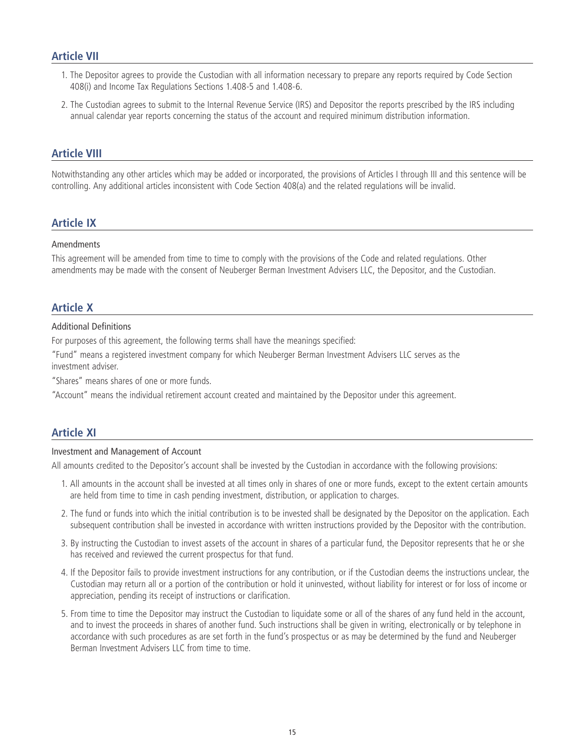## Article VII

1. The Depositor agrees to provide the Custodian with all information necessary to prepare any reports required by Code Section 408(i) and Income Tax Regulations Sections 1.408-5 and 1.408-6.
2. The Custodian agrees to submit to the Internal Revenue Service (IRS) and Depositor the reports prescribed by the IRS including annual calendar year reports concerning the status of the account and required minimum distribution information.

## Article VIII

Notwithstanding any other articles which may be added or incorporated, the provisions of Articles I through III and this sentence will be controlling. Any additional articles inconsistent with Code Section 408(a) and the related regulations will be invalid.

## Article IX

Amendments

This agreement will be amended from time to time to comply with the provisions of the Code and related regulations. Other amendments may be made with the consent of Neuberger Berman Investment Advisers LLC, the Depositor, and the Custodian.

## Article X

Additional Definitions

For purposes of this agreement, the following terms shall have the meanings specified:

"Fund" means a registered investment company for which Neuberger Berman Investment Advisers LLC serves as the investment adviser.

"Shares" means shares of one or more funds.

"Account" means the individual retirement account created and maintained by the Depositor under this agreement.

## Article XI

Investment and Management of Account

All amounts credited to the Depositor's account shall be invested by the Custodian in accordance with the following provisions:

1. All amounts in the account shall be invested at all times only in shares of one or more funds, except to the extent certain amounts are held from time to time in cash pending investment, distribution, or application to charges.
2. The fund or funds into which the initial contribution is to be invested shall be designated by the Depositor on the application. Each subsequent contribution shall be invested in accordance with written instructions provided by the Depositor with the contribution.
3. By instructing the Custodian to invest assets of the account in shares of a particular fund, the Depositor represents that he or she has received and reviewed the current prospectus for that fund.
4. If the Depositor fails to provide investment instructions for any contribution, or if the Custodian deems the instructions unclear, the Custodian may return all or a portion of the contribution or hold it uninvested, without liability for interest or for loss of income or appreciation, pending its receipt of instructions or clarification.
5. From time to time the Depositor may instruct the Custodian to liquidate some or all of the shares of any fund held in the account, and to invest the proceeds in shares of another fund. Such instructions shall be given in writing, electronically or by telephone in accordance with such procedures as are set forth in the fund's prospectus or as may be determined by the fund and Neuberger Berman Investment Advisers LLC from time to time.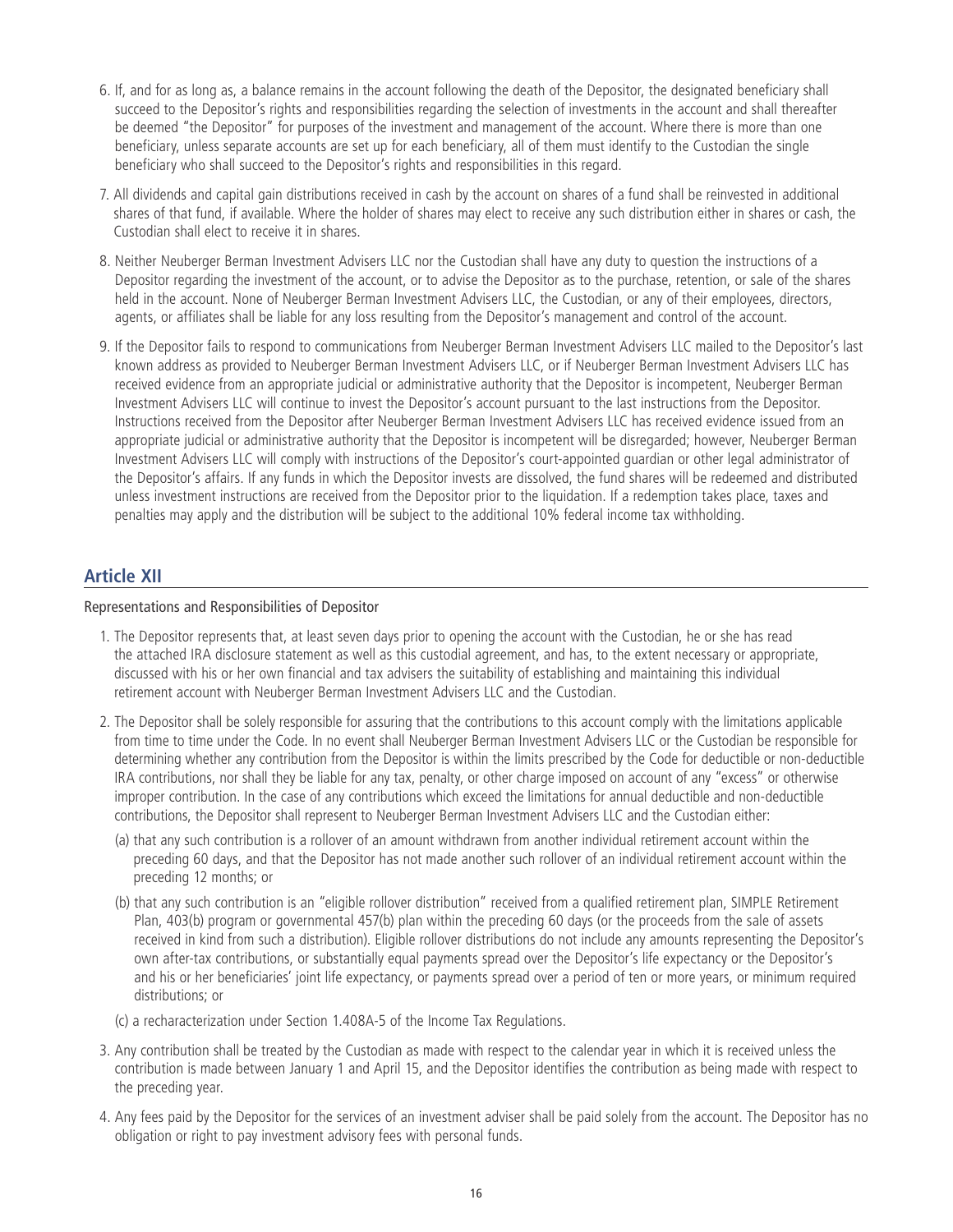6. If, and for as long as, a balance remains in the account following the death of the Depositor, the designated beneficiary shall succeed to the Depositor's rights and responsibilities regarding the selection of investments in the account and shall thereafter be deemed "the Depositor" for purposes of the investment and management of the account. Where there is more than one beneficiary, unless separate accounts are set up for each beneficiary, all of them must identify to the Custodian the single beneficiary who shall succeed to the Depositor's rights and responsibilities in this regard.

7. All dividends and capital gain distributions received in cash by the account on shares of a fund shall be reinvested in additional shares of that fund, if available. Where the holder of shares may elect to receive any such distribution either in shares or cash, the Custodian shall elect to receive it in shares.

8. Neither Neuberger Berman Investment Advisers LLC nor the Custodian shall have any duty to question the instructions of a Depositor regarding the investment of the account, or to advise the Depositor as to the purchase, retention, or sale of the shares held in the account. None of Neuberger Berman Investment Advisers LLC, the Custodian, or any of their employees, directors, agents, or affiliates shall be liable for any loss resulting from the Depositor's management and control of the account.

9. If the Depositor fails to respond to communications from Neuberger Berman Investment Advisers LLC mailed to the Depositor's last known address as provided to Neuberger Berman Investment Advisers LLC, or if Neuberger Berman Investment Advisers LLC has received evidence from an appropriate judicial or administrative authority that the Depositor is incompetent, Neuberger Berman Investment Advisers LLC will continue to invest the Depositor's account pursuant to the last instructions from the Depositor. Instructions received from the Depositor after Neuberger Berman Investment Advisers LLC has received evidence issued from an appropriate judicial or administrative authority that the Depositor is incompetent will be disregarded; however, Neuberger Berman Investment Advisers LLC will comply with instructions of the Depositor's court-appointed guardian or other legal administrator of the Depositor's affairs. If any funds in which the Depositor invests are dissolved, the fund shares will be redeemed and distributed unless investment instructions are received from the Depositor prior to the liquidation. If a redemption takes place, taxes and penalties may apply and the distribution will be subject to the additional 10% federal income tax withholding.

## Article XII

Representations and Responsibilities of Depositor

1. The Depositor represents that, at least seven days prior to opening the account with the Custodian, he or she has read the attached IRA disclosure statement as well as this custodial agreement, and has, to the extent necessary or appropriate, discussed with his or her own financial and tax advisers the suitability of establishing and maintaining this individual retirement account with Neuberger Berman Investment Advisers LLC and the Custodian.

2. The Depositor shall be solely responsible for assuring that the contributions to this account comply with the limitations applicable from time to time under the Code. In no event shall Neuberger Berman Investment Advisers LLC or the Custodian be responsible for determining whether any contribution from the Depositor is within the limits prescribed by the Code for deductible or non-deductible IRA contributions, nor shall they be liable for any tax, penalty, or other charge imposed on account of any "excess" or otherwise improper contribution. In the case of any contributions which exceed the limitations for annual deductible and non-deductible contributions, the Depositor shall represent to Neuberger Berman Investment Advisers LLC and the Custodian either:

   (a) that any such contribution is a rollover of an amount withdrawn from another individual retirement account within the preceding 60 days, and that the Depositor has not made another such rollover of an individual retirement account within the preceding 12 months; or

   (b) that any such contribution is an "eligible rollover distribution" received from a qualified retirement plan, SIMPLE Retirement Plan, 403(b) program or governmental 457(b) plan within the preceding 60 days (or the proceeds from the sale of assets received in kind from such a distribution). Eligible rollover distributions do not include any amounts representing the Depositor's own after-tax contributions, or substantially equal payments spread over the Depositor's life expectancy or the Depositor's and his or her beneficiaries' joint life expectancy, or payments spread over a period of ten or more years, or minimum required distributions; or

   (c) a recharacterization under Section 1.408A-5 of the Income Tax Regulations.

3. Any contribution shall be treated by the Custodian as made with respect to the calendar year in which it is received unless the contribution is made between January 1 and April 15, and the Depositor identifies the contribution as being made with respect to the preceding year.

4. Any fees paid by the Depositor for the services of an investment adviser shall be paid solely from the account. The Depositor has no obligation or right to pay investment advisory fees with personal funds.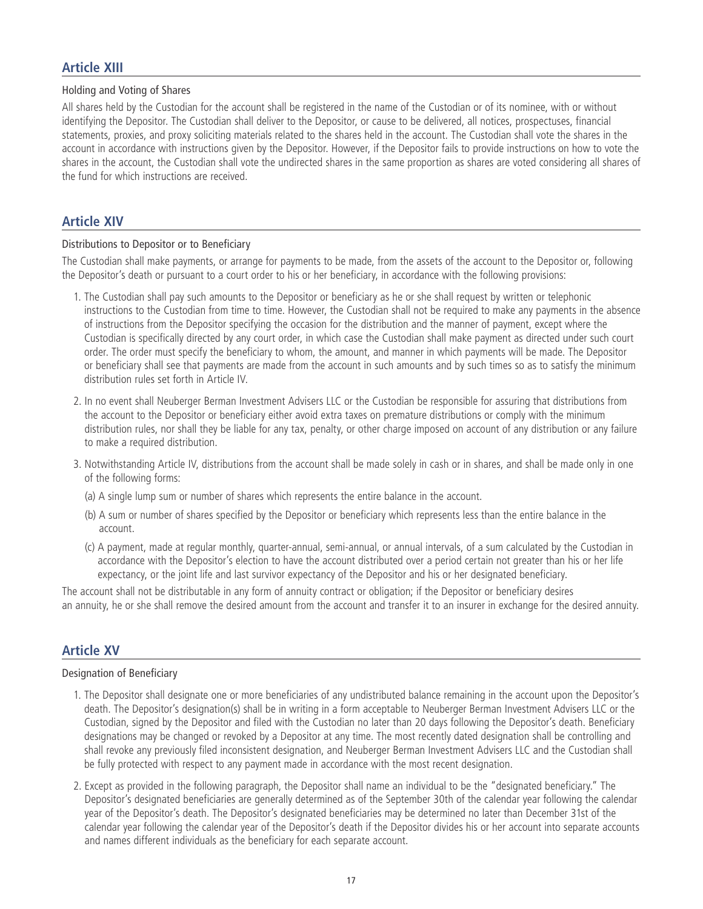## Article XIII

### Holding and Voting of Shares

All shares held by the Custodian for the account shall be registered in the name of the Custodian or of its nominee, with or without identifying the Depositor. The Custodian shall deliver to the Depositor, or cause to be delivered, all notices, prospectuses, financial statements, proxies, and proxy soliciting materials related to the shares held in the account. The Custodian shall vote the shares in the account in accordance with instructions given by the Depositor. However, if the Depositor fails to provide instructions on how to vote the shares in the account, the Custodian shall vote the undirected shares in the same proportion as shares are voted considering all shares of the fund for which instructions are received.

## Article XIV

### Distributions to Depositor or to Beneficiary

The Custodian shall make payments, or arrange for payments to be made, from the assets of the account to the Depositor or, following the Depositor's death or pursuant to a court order to his or her beneficiary, in accordance with the following provisions:

1. The Custodian shall pay such amounts to the Depositor or beneficiary as he or she shall request by written or telephonic instructions to the Custodian from time to time. However, the Custodian shall not be required to make any payments in the absence of instructions from the Depositor specifying the occasion for the distribution and the manner of payment, except where the Custodian is specifically directed by any court order, in which case the Custodian shall make payment as directed under such court order. The order must specify the beneficiary to whom, the amount, and manner in which payments will be made. The Depositor or beneficiary shall see that payments are made from the account in such amounts and by such times so as to satisfy the minimum distribution rules set forth in Article IV.

2. In no event shall Neuberger Berman Investment Advisers LLC or the Custodian be responsible for assuring that distributions from the account to the Depositor or beneficiary either avoid extra taxes on premature distributions or comply with the minimum distribution rules, nor shall they be liable for any tax, penalty, or other charge imposed on account of any distribution or any failure to make a required distribution.

3. Notwithstanding Article IV, distributions from the account shall be made solely in cash or in shares, and shall be made only in one of the following forms:

   (a) A single lump sum or number of shares which represents the entire balance in the account.

   (b) A sum or number of shares specified by the Depositor or beneficiary which represents less than the entire balance in the account.

   (c) A payment, made at regular monthly, quarter-annual, semi-annual, or annual intervals, of a sum calculated by the Custodian in accordance with the Depositor's election to have the account distributed over a period certain not greater than his or her life expectancy, or the joint life and last survivor expectancy of the Depositor and his or her designated beneficiary.

The account shall not be distributable in any form of annuity contract or obligation; if the Depositor or beneficiary desires an annuity, he or she shall remove the desired amount from the account and transfer it to an insurer in exchange for the desired annuity.

## Article XV

### Designation of Beneficiary

1. The Depositor shall designate one or more beneficiaries of any undistributed balance remaining in the account upon the Depositor's death. The Depositor's designation(s) shall be in writing in a form acceptable to Neuberger Berman Investment Advisers LLC or the Custodian, signed by the Depositor and filed with the Custodian no later than 20 days following the Depositor's death. Beneficiary designations may be changed or revoked by a Depositor at any time. The most recently dated designation shall be controlling and shall revoke any previously filed inconsistent designation, and Neuberger Berman Investment Advisers LLC and the Custodian shall be fully protected with respect to any payment made in accordance with the most recent designation.

2. Except as provided in the following paragraph, the Depositor shall name an individual to be the "designated beneficiary." The Depositor's designated beneficiaries are generally determined as of the September 30th of the calendar year following the calendar year of the Depositor's death. The Depositor's designated beneficiaries may be determined no later than December 31st of the calendar year following the calendar year of the Depositor's death if the Depositor divides his or her account into separate accounts and names different individuals as the beneficiary for each separate account.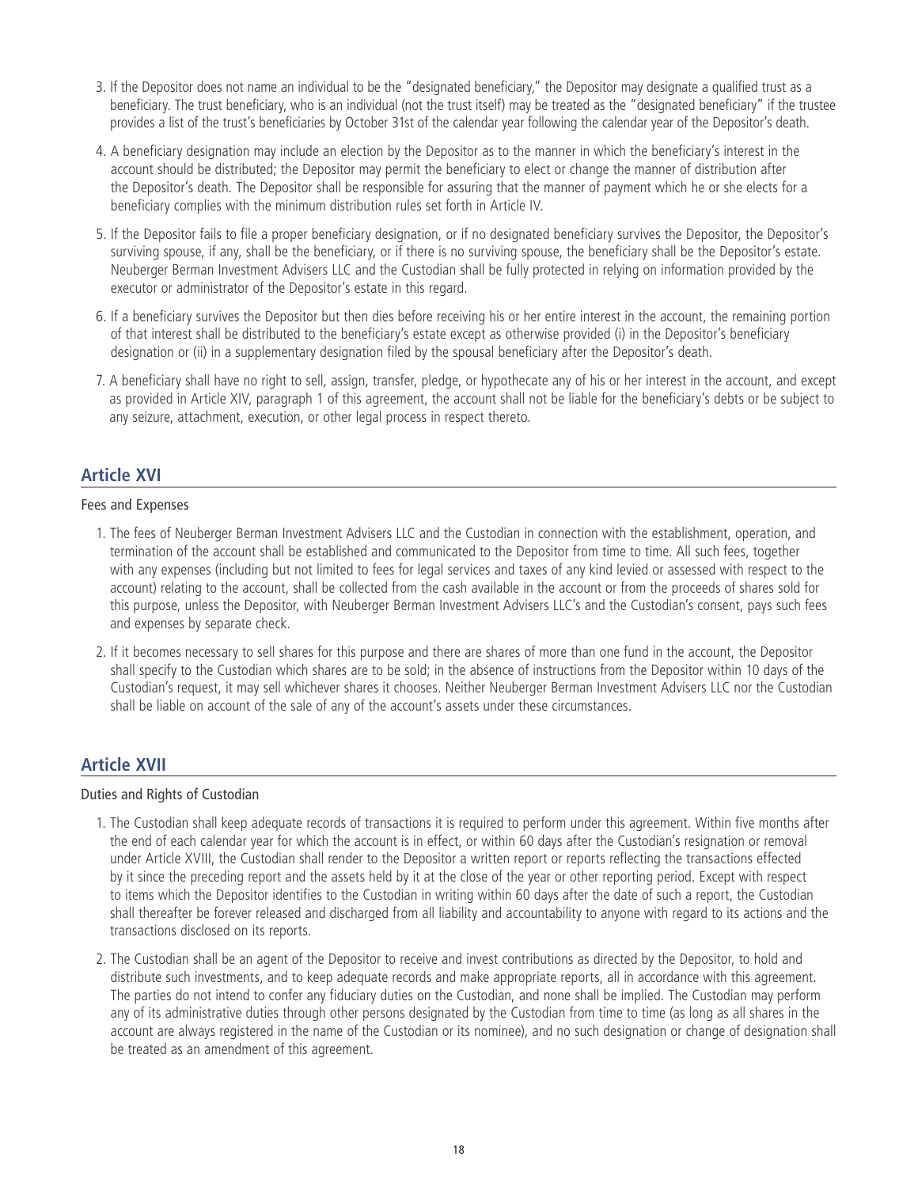3. If the Depositor does not name an individual to be the "designated beneficiary," the Depositor may designate a qualified trust as a beneficiary. The trust beneficiary, who is an individual (not the trust itself) may be treated as the "designated beneficiary" if the trustee provides a list of the trust's beneficiaries by October 31st of the calendar year following the calendar year of the Depositor's death.

4. A beneficiary designation may include an election by the Depositor as to the manner in which the beneficiary's interest in the account should be distributed; the Depositor may permit the beneficiary to elect or change the manner of distribution after the Depositor's death. The Depositor shall be responsible for assuring that the manner of payment which he or she elects for a beneficiary complies with the minimum distribution rules set forth in Article IV.

5. If the Depositor fails to file a proper beneficiary designation, or if no designated beneficiary survives the Depositor, the Depositor's surviving spouse, if any, shall be the beneficiary, or if there is no surviving spouse, the beneficiary shall be the Depositor's estate. Neuberger Berman Investment Advisers LLC and the Custodian shall be fully protected in relying on information provided by the executor or administrator of the Depositor's estate in this regard.

6. If a beneficiary survives the Depositor but then dies before receiving his or her entire interest in the account, the remaining portion of that interest shall be distributed to the beneficiary's estate except as otherwise provided (i) in the Depositor's beneficiary designation or (ii) in a supplementary designation filed by the spousal beneficiary after the Depositor's death.

7. A beneficiary shall have no right to sell, assign, transfer, pledge, or hypothecate any of his or her interest in the account, and except as provided in Article XIV, paragraph 1 of this agreement, the account shall not be liable for the beneficiary's debts or be subject to any seizure, attachment, execution, or other legal process in respect thereto.

## Article XVI

Fees and Expenses

1. The fees of Neuberger Berman Investment Advisers LLC and the Custodian in connection with the establishment, operation, and termination of the account shall be established and communicated to the Depositor from time to time. All such fees, together with any expenses (including but not limited to fees for legal services and taxes of any kind levied or assessed with respect to the account) relating to the account, shall be collected from the cash available in the account or from the proceeds of shares sold for this purpose, unless the Depositor, with Neuberger Berman Investment Advisers LLC's and the Custodian's consent, pays such fees and expenses by separate check.

2. If it becomes necessary to sell shares for this purpose and there are shares of more than one fund in the account, the Depositor shall specify to the Custodian which shares are to be sold; in the absence of instructions from the Depositor within 10 days of the Custodian's request, it may sell whichever shares it chooses. Neither Neuberger Berman Investment Advisers LLC nor the Custodian shall be liable on account of the sale of any of the account's assets under these circumstances.

## Article XVII

Duties and Rights of Custodian

1. The Custodian shall keep adequate records of transactions it is required to perform under this agreement. Within five months after the end of each calendar year for which the account is in effect, or within 60 days after the Custodian's resignation or removal under Article XVIII, the Custodian shall render to the Depositor a written report or reports reflecting the transactions effected by it since the preceding report and the assets held by it at the close of the year or other reporting period. Except with respect to items which the Depositor identifies to the Custodian in writing within 60 days after the date of such a report, the Custodian shall thereafter be forever released and discharged from all liability and accountability to anyone with regard to its actions and the transactions disclosed on its reports.

2. The Custodian shall be an agent of the Depositor to receive and invest contributions as directed by the Depositor, to hold and distribute such investments, and to keep adequate records and make appropriate reports, all in accordance with this agreement. The parties do not intend to confer any fiduciary duties on the Custodian, and none shall be implied. The Custodian may perform any of its administrative duties through other persons designated by the Custodian from time to time (as long as all shares in the account are always registered in the name of the Custodian or its nominee), and no such designation or change of designation shall be treated as an amendment of this agreement.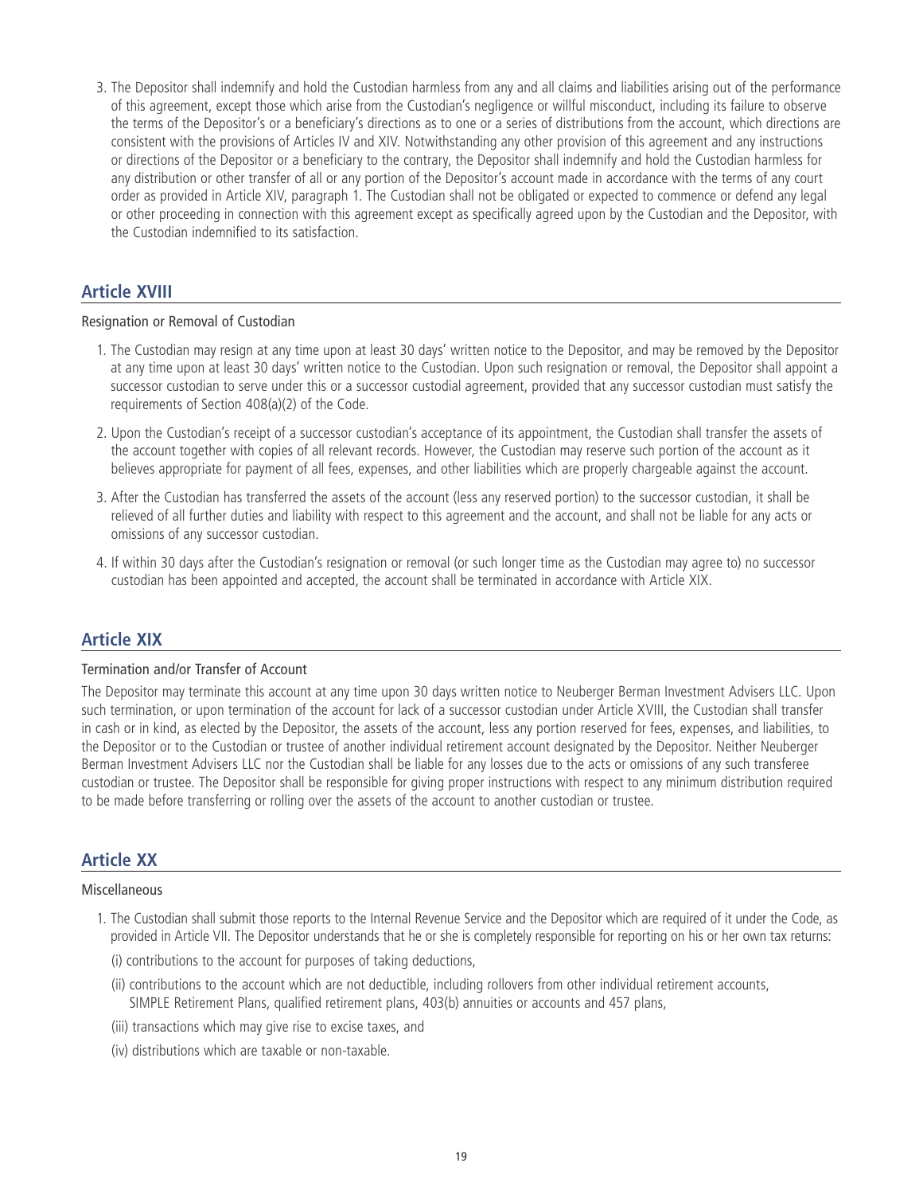3. The Depositor shall indemnify and hold the Custodian harmless from any and all claims and liabilities arising out of the performance of this agreement, except those which arise from the Custodian's negligence or willful misconduct, including its failure to observe the terms of the Depositor's or a beneficiary's directions as to one or a series of distributions from the account, which directions are consistent with the provisions of Articles IV and XIV. Notwithstanding any other provision of this agreement and any instructions or directions of the Depositor or a beneficiary to the contrary, the Depositor shall indemnify and hold the Custodian harmless for any distribution or other transfer of all or any portion of the Depositor's account made in accordance with the terms of any court order as provided in Article XIV, paragraph 1. The Custodian shall not be obligated or expected to commence or defend any legal or other proceeding in connection with this agreement except as specifically agreed upon by the Custodian and the Depositor, with the Custodian indemnified to its satisfaction.

## Article XVIII

Resignation or Removal of Custodian

1. The Custodian may resign at any time upon at least 30 days' written notice to the Depositor, and may be removed by the Depositor at any time upon at least 30 days' written notice to the Custodian. Upon such resignation or removal, the Depositor shall appoint a successor custodian to serve under this or a successor custodial agreement, provided that any successor custodian must satisfy the requirements of Section 408(a)(2) of the Code.

2. Upon the Custodian's receipt of a successor custodian's acceptance of its appointment, the Custodian shall transfer the assets of the account together with copies of all relevant records. However, the Custodian may reserve such portion of the account as it believes appropriate for payment of all fees, expenses, and other liabilities which are properly chargeable against the account.

3. After the Custodian has transferred the assets of the account (less any reserved portion) to the successor custodian, it shall be relieved of all further duties and liability with respect to this agreement and the account, and shall not be liable for any acts or omissions of any successor custodian.

4. If within 30 days after the Custodian's resignation or removal (or such longer time as the Custodian may agree to) no successor custodian has been appointed and accepted, the account shall be terminated in accordance with Article XIX.

## Article XIX

Termination and/or Transfer of Account

The Depositor may terminate this account at any time upon 30 days written notice to Neuberger Berman Investment Advisers LLC. Upon such termination, or upon termination of the account for lack of a successor custodian under Article XVIII, the Custodian shall transfer in cash or in kind, as elected by the Depositor, the assets of the account, less any portion reserved for fees, expenses, and liabilities, to the Depositor or to the Custodian or trustee of another individual retirement account designated by the Depositor. Neither Neuberger Berman Investment Advisers LLC nor the Custodian shall be liable for any losses due to the acts or omissions of any such transferee custodian or trustee. The Depositor shall be responsible for giving proper instructions with respect to any minimum distribution required to be made before transferring or rolling over the assets of the account to another custodian or trustee.

## Article XX

Miscellaneous

1. The Custodian shall submit those reports to the Internal Revenue Service and the Depositor which are required of it under the Code, as provided in Article VII. The Depositor understands that he or she is completely responsible for reporting on his or her own tax returns:

   (i) contributions to the account for purposes of taking deductions,

   (ii) contributions to the account which are not deductible, including rollovers from other individual retirement accounts, SIMPLE Retirement Plans, qualified retirement plans, 403(b) annuities or accounts and 457 plans,

   (iii) transactions which may give rise to excise taxes, and

   (iv) distributions which are taxable or non-taxable.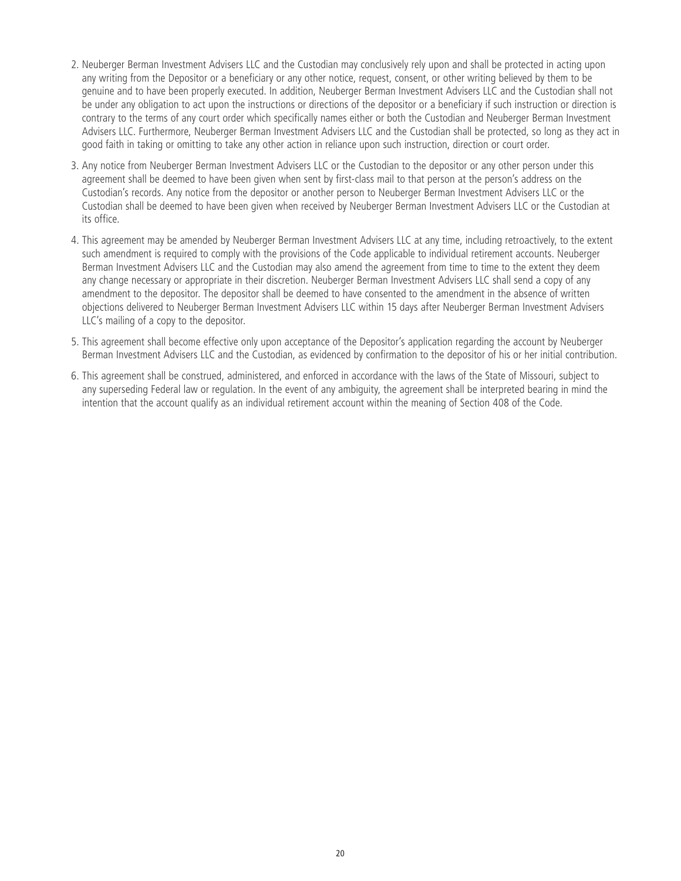2. Neuberger Berman Investment Advisers LLC and the Custodian may conclusively rely upon and shall be protected in acting upon any writing from the Depositor or a beneficiary or any other notice, request, consent, or other writing believed by them to be genuine and to have been properly executed. In addition, Neuberger Berman Investment Advisers LLC and the Custodian shall not be under any obligation to act upon the instructions or directions of the depositor or a beneficiary if such instruction or direction is contrary to the terms of any court order which specifically names either or both the Custodian and Neuberger Berman Investment Advisers LLC. Furthermore, Neuberger Berman Investment Advisers LLC and the Custodian shall be protected, so long as they act in good faith in taking or omitting to take any other action in reliance upon such instruction, direction or court order.

3. Any notice from Neuberger Berman Investment Advisers LLC or the Custodian to the depositor or any other person under this agreement shall be deemed to have been given when sent by first-class mail to that person at the person's address on the Custodian's records. Any notice from the depositor or another person to Neuberger Berman Investment Advisers LLC or the Custodian shall be deemed to have been given when received by Neuberger Berman Investment Advisers LLC or the Custodian at its office.

4. This agreement may be amended by Neuberger Berman Investment Advisers LLC at any time, including retroactively, to the extent such amendment is required to comply with the provisions of the Code applicable to individual retirement accounts. Neuberger Berman Investment Advisers LLC and the Custodian may also amend the agreement from time to time to the extent they deem any change necessary or appropriate in their discretion. Neuberger Berman Investment Advisers LLC shall send a copy of any amendment to the depositor. The depositor shall be deemed to have consented to the amendment in the absence of written objections delivered to Neuberger Berman Investment Advisers LLC within 15 days after Neuberger Berman Investment Advisers LLC's mailing of a copy to the depositor.

5. This agreement shall become effective only upon acceptance of the Depositor's application regarding the account by Neuberger Berman Investment Advisers LLC and the Custodian, as evidenced by confirmation to the depositor of his or her initial contribution.

6. This agreement shall be construed, administered, and enforced in accordance with the laws of the State of Missouri, subject to any superseding Federal law or regulation. In the event of any ambiguity, the agreement shall be interpreted bearing in mind the intention that the account qualify as an individual retirement account within the meaning of Section 408 of the Code.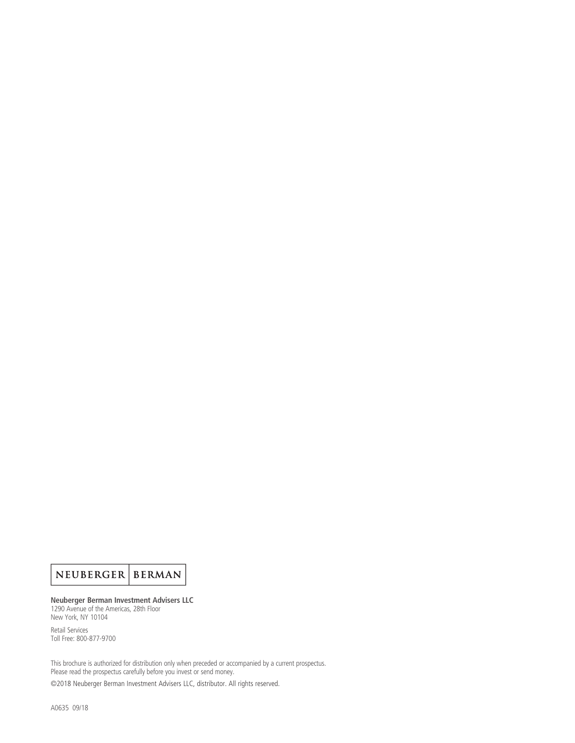NEUBERGER | BERMAN

**Neuberger Berman Investment Advisers LLC**
1290 Avenue of the Americas, 28th Floor
New York, NY 10104

Retail Services
Toll Free: 800-877-9700

This brochure is authorized for distribution only when preceded or accompanied by a current prospectus.
Please read the prospectus carefully before you invest or send money.

©2018 Neuberger Berman Investment Advisers LLC, distributor. All rights reserved.

A0635 09/18